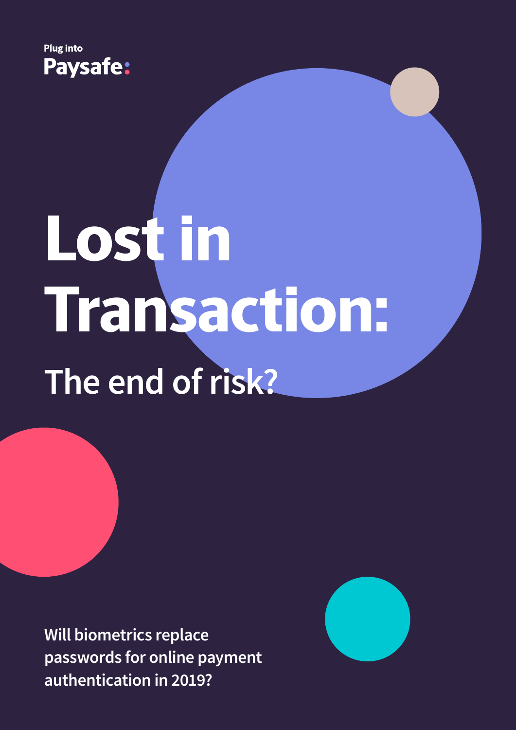Plug into

**Paysafe:**

# Lost in Transaction:

## The end of risk?

**Will biometrics replace passwords for online payment authentication in 2019?**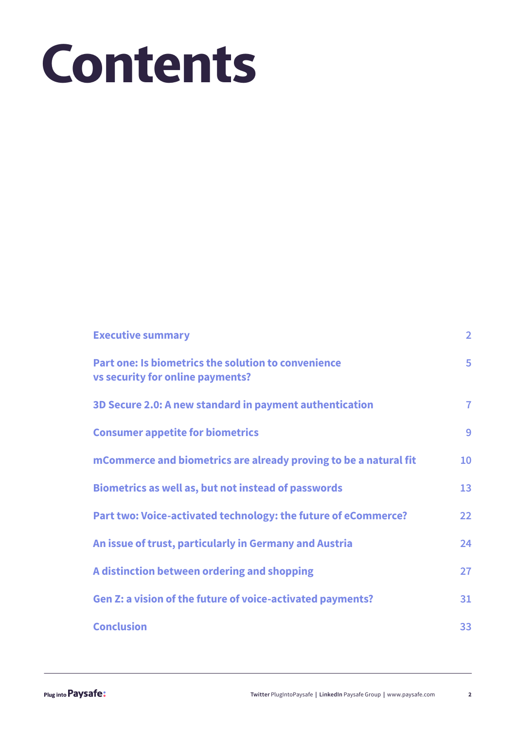# Contents

| | |
|---|---|
| Executive summary | 2 |
| Part one: Is biometrics the solution to convenience vs security for online payments? | 5 |
| 3D Secure 2.0: A new standard in payment authentication | 7 |
| Consumer appetite for biometrics | 9 |
| mCommerce and biometrics are already proving to be a natural fit | 10 |
| Biometrics as well as, but not instead of passwords | 13 |
| Part two: Voice-activated technology: the future of eCommerce? | 22 |
| An issue of trust, particularly in Germany and Austria | 24 |
| A distinction between ordering and shopping | 27 |
| Gen Z: a vision of the future of voice-activated payments? | 31 |
| Conclusion | 33 |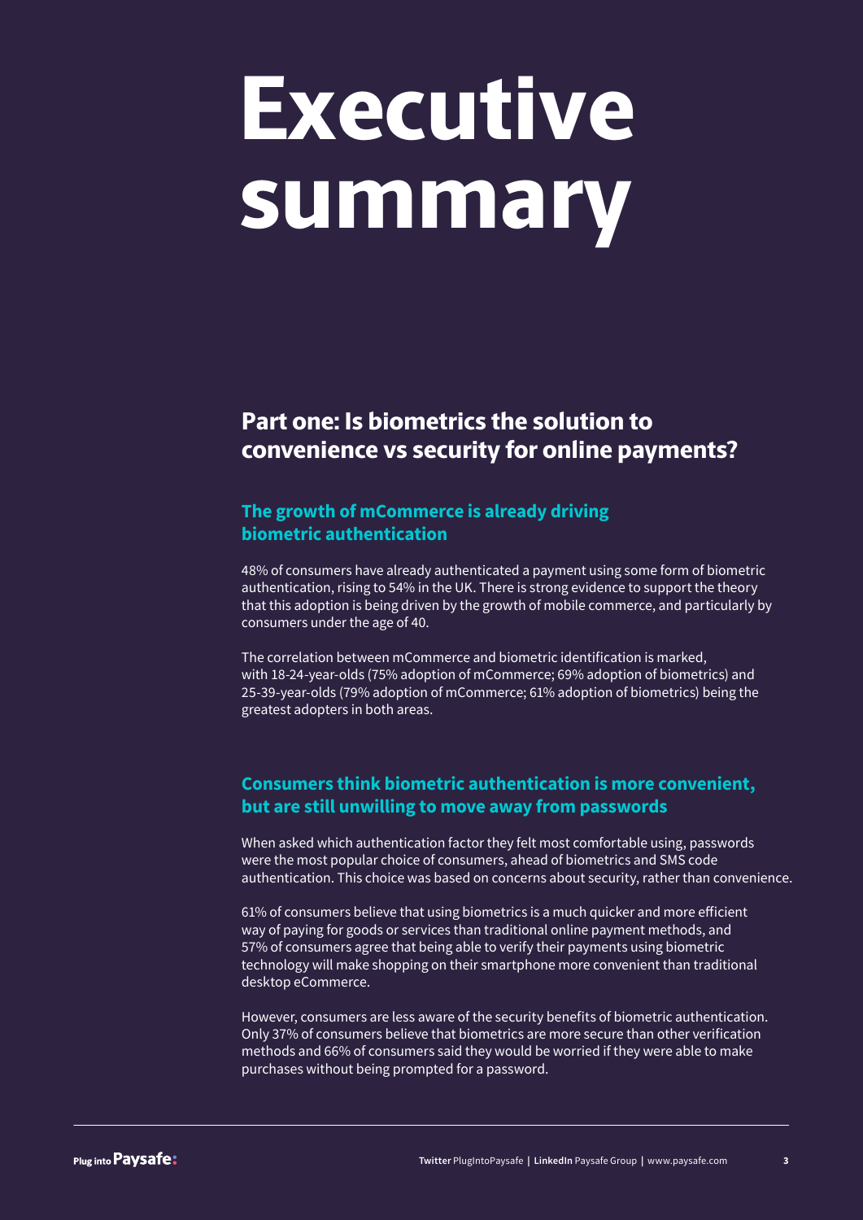# Executive summary

## Part one: Is biometrics the solution to convenience vs security for online payments?

### The growth of mCommerce is already driving biometric authentication

48% of consumers have already authenticated a payment using some form of biometric authentication, rising to 54% in the UK. There is strong evidence to support the theory that this adoption is being driven by the growth of mobile commerce, and particularly by consumers under the age of 40.

The correlation between mCommerce and biometric identification is marked, with 18-24-year-olds (75% adoption of mCommerce; 69% adoption of biometrics) and 25-39-year-olds (79% adoption of mCommerce; 61% adoption of biometrics) being the greatest adopters in both areas.

### Consumers think biometric authentication is more convenient, but are still unwilling to move away from passwords

When asked which authentication factor they felt most comfortable using, passwords were the most popular choice of consumers, ahead of biometrics and SMS code authentication. This choice was based on concerns about security, rather than convenience.

61% of consumers believe that using biometrics is a much quicker and more efficient way of paying for goods or services than traditional online payment methods, and 57% of consumers agree that being able to verify their payments using biometric technology will make shopping on their smartphone more convenient than traditional desktop eCommerce.

However, consumers are less aware of the security benefits of biometric authentication. Only 37% of consumers believe that biometrics are more secure than other verification methods and 66% of consumers said they would be worried if they were able to make purchases without being prompted for a password.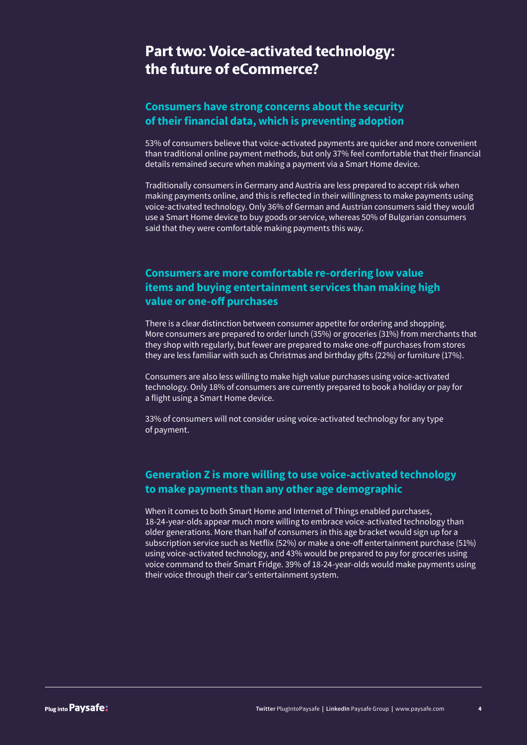# Part two: Voice-activated technology: the future of eCommerce?

## Consumers have strong concerns about the security of their financial data, which is preventing adoption

53% of consumers believe that voice-activated payments are quicker and more convenient than traditional online payment methods, but only 37% feel comfortable that their financial details remained secure when making a payment via a Smart Home device.

Traditionally consumers in Germany and Austria are less prepared to accept risk when making payments online, and this is reflected in their willingness to make payments using voice-activated technology. Only 36% of German and Austrian consumers said they would use a Smart Home device to buy goods or service, whereas 50% of Bulgarian consumers said that they were comfortable making payments this way.

## Consumers are more comfortable re-ordering low value items and buying entertainment services than making high value or one-off purchases

There is a clear distinction between consumer appetite for ordering and shopping. More consumers are prepared to order lunch (35%) or groceries (31%) from merchants that they shop with regularly, but fewer are prepared to make one-off purchases from stores they are less familiar with such as Christmas and birthday gifts (22%) or furniture (17%).

Consumers are also less willing to make high value purchases using voice-activated technology. Only 18% of consumers are currently prepared to book a holiday or pay for a flight using a Smart Home device.

33% of consumers will not consider using voice-activated technology for any type of payment.

## Generation Z is more willing to use voice-activated technology to make payments than any other age demographic

When it comes to both Smart Home and Internet of Things enabled purchases, 18-24-year-olds appear much more willing to embrace voice-activated technology than older generations. More than half of consumers in this age bracket would sign up for a subscription service such as Netflix (52%) or make a one-off entertainment purchase (51%) using voice-activated technology, and 43% would be prepared to pay for groceries using voice command to their Smart Fridge. 39% of 18-24-year-olds would make payments using their voice through their car's entertainment system.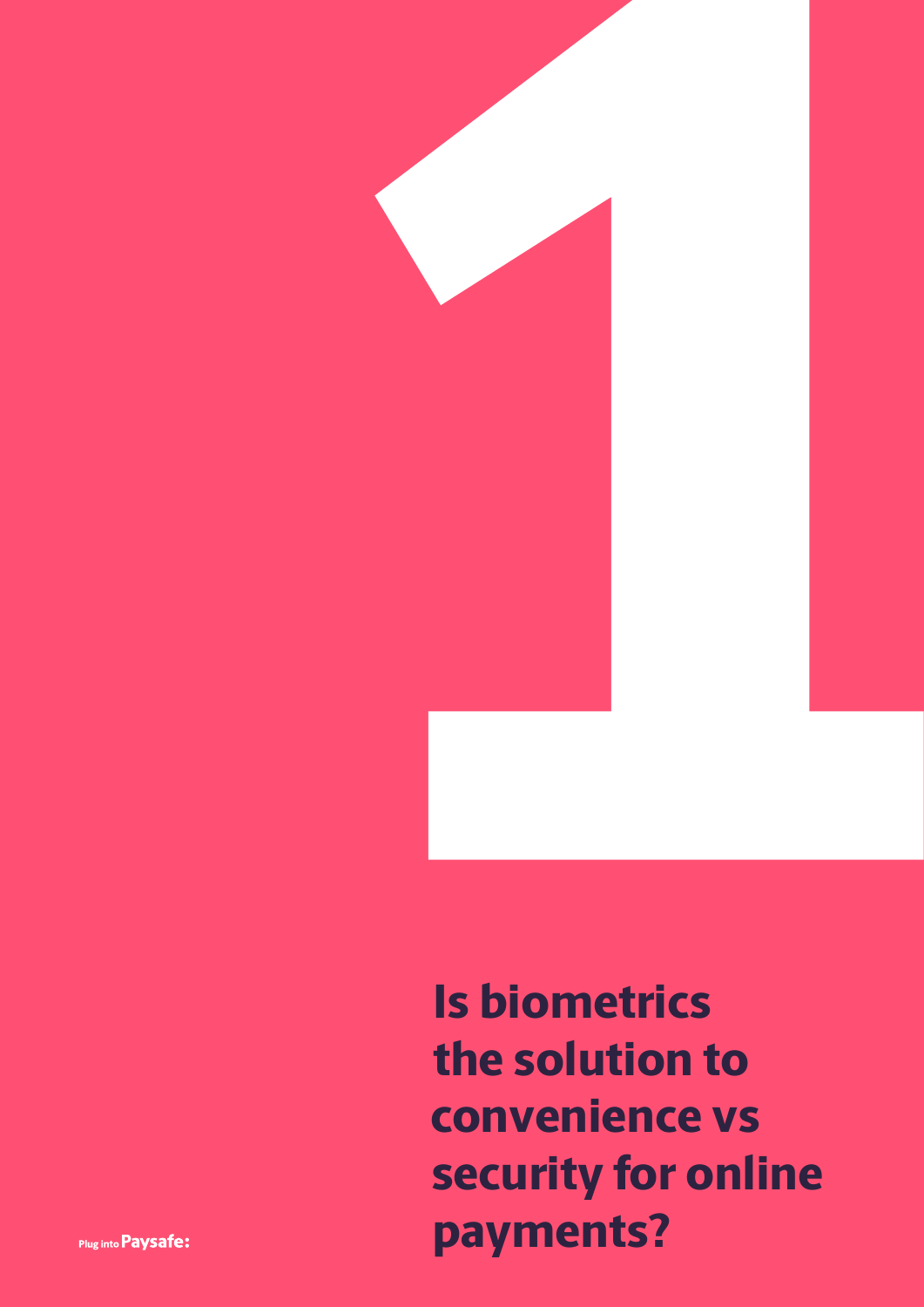# 1

# Is biometrics the solution to convenience vs security for online payments?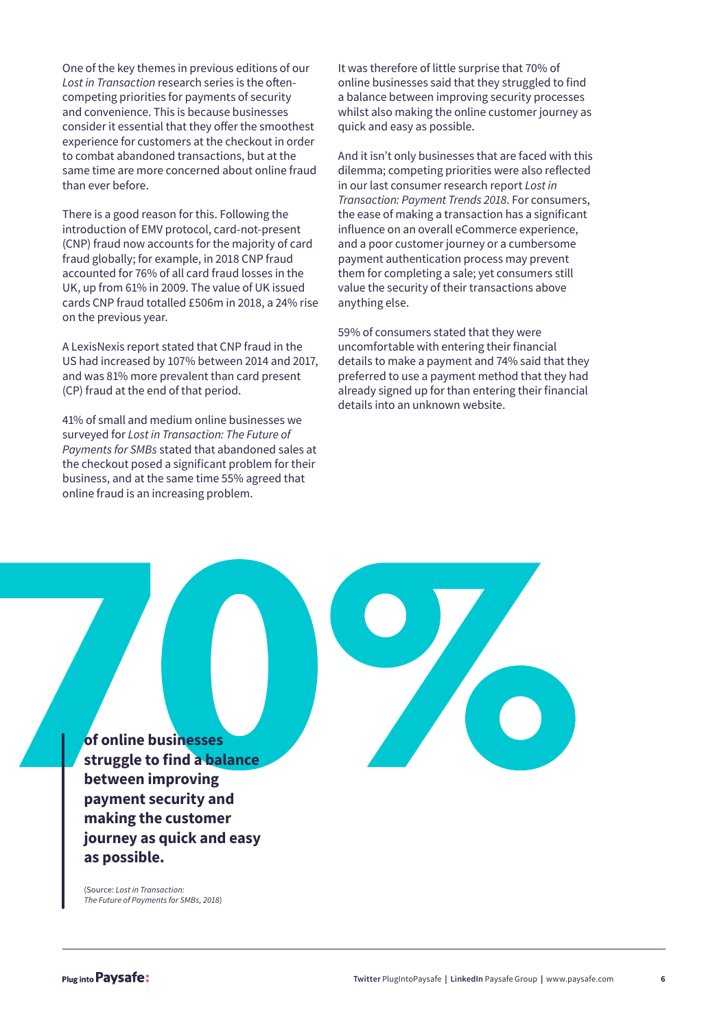One of the key themes in previous editions of our *Lost in Transaction* research series is the often-competing priorities for payments of security and convenience. This is because businesses consider it essential that they offer the smoothest experience for customers at the checkout in order to combat abandoned transactions, but at the same time are more concerned about online fraud than ever before.

There is a good reason for this. Following the introduction of EMV protocol, card-not-present (CNP) fraud now accounts for the majority of card fraud globally; for example, in 2018 CNP fraud accounted for 76% of all card fraud losses in the UK, up from 61% in 2009. The value of UK issued cards CNP fraud totalled £506m in 2018, a 24% rise on the previous year.

A LexisNexis report stated that CNP fraud in the US had increased by 107% between 2014 and 2017, and was 81% more prevalent than card present (CP) fraud at the end of that period.

41% of small and medium online businesses we surveyed for *Lost in Transaction: The Future of Payments for SMBs* stated that abandoned sales at the checkout posed a significant problem for their business, and at the same time 55% agreed that online fraud is an increasing problem.

It was therefore of little surprise that 70% of online businesses said that they struggled to find a balance between improving security processes whilst also making the online customer journey as quick and easy as possible.

And it isn't only businesses that are faced with this dilemma; competing priorities were also reflected in our last consumer research report *Lost in Transaction: Payment Trends 2018*. For consumers, the ease of making a transaction has a significant influence on an overall eCommerce experience, and a poor customer journey or a cumbersome payment authentication process may prevent them for completing a sale; yet consumers still value the security of their transactions above anything else.

59% of consumers stated that they were uncomfortable with entering their financial details to make a payment and 74% said that they preferred to use a payment method that they had already signed up for than entering their financial details into an unknown website.

**70%**

**of online businesses struggle to find a balance between improving payment security and making the customer journey as quick and easy as possible.**

(Source: *Lost in Transaction: The Future of Payments for SMBs, 2018*)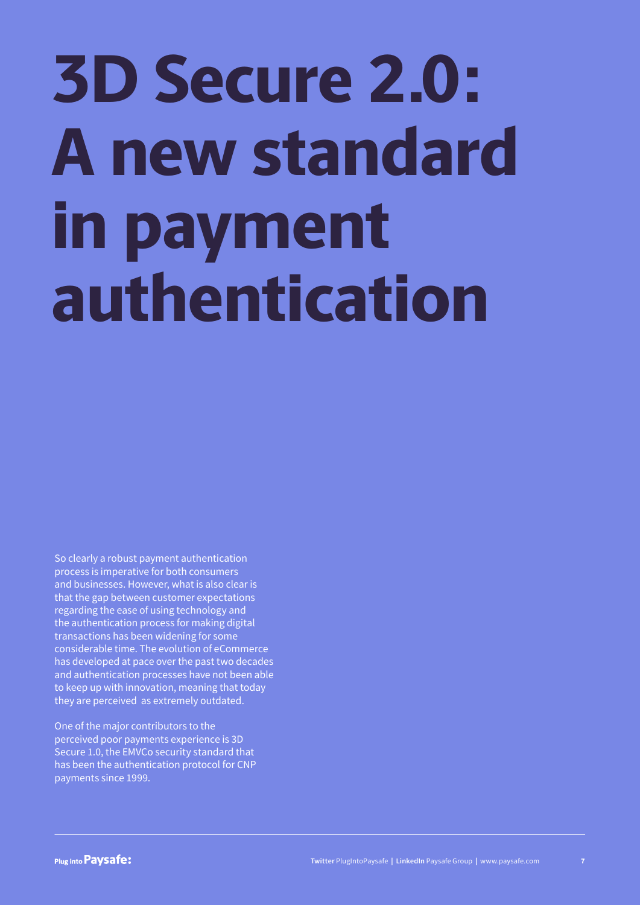# 3D Secure 2.0: A new standard in payment authentication

So clearly a robust payment authentication process is imperative for both consumers and businesses. However, what is also clear is that the gap between customer expectations regarding the ease of using technology and the authentication process for making digital transactions has been widening for some considerable time. The evolution of eCommerce has developed at pace over the past two decades and authentication processes have not been able to keep up with innovation, meaning that today they are perceived  as extremely outdated.

One of the major contributors to the perceived poor payments experience is 3D Secure 1.0, the EMVCo security standard that has been the authentication protocol for CNP payments since 1999.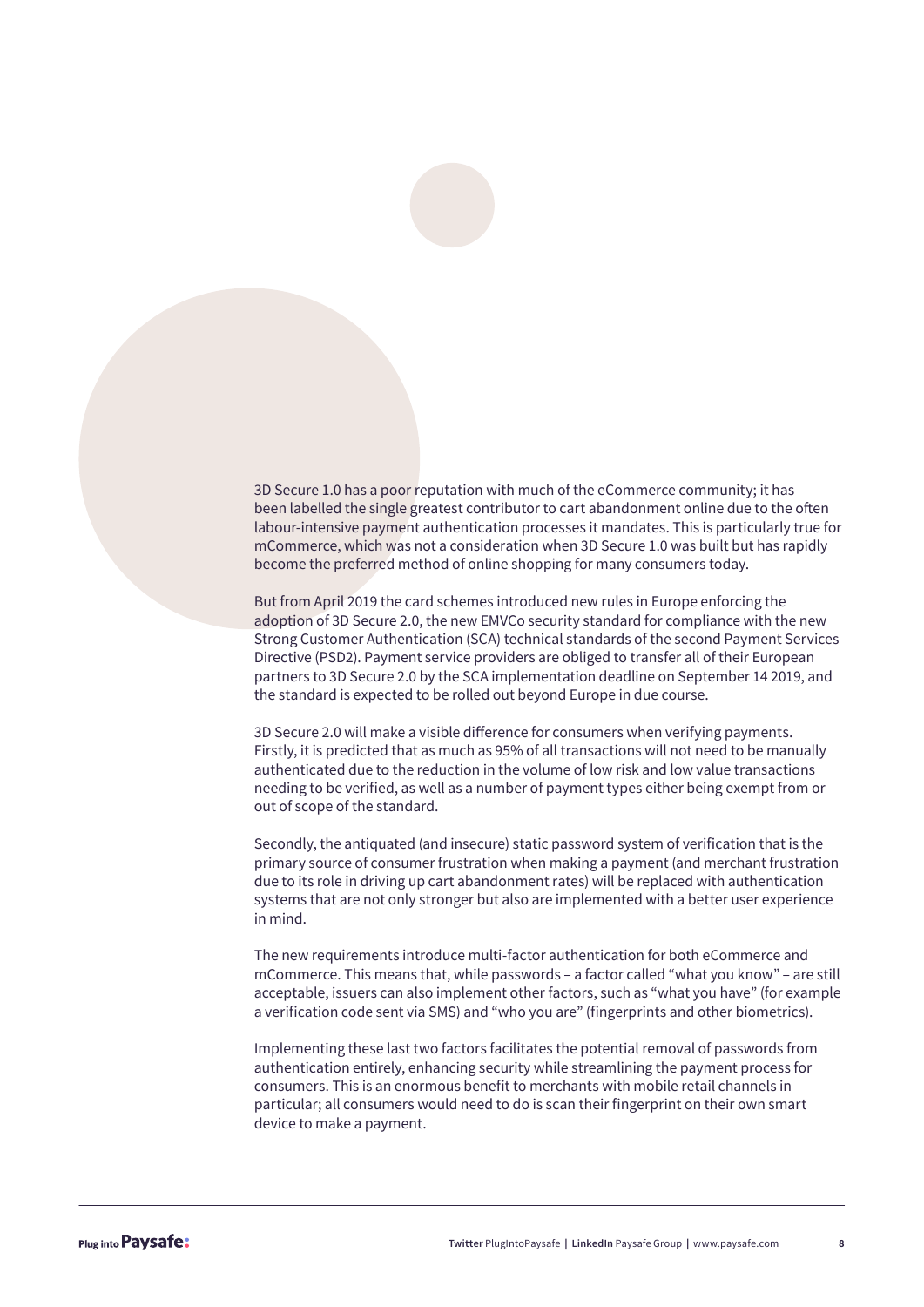3D Secure 1.0 has a poor reputation with much of the eCommerce community; it has been labelled the single greatest contributor to cart abandonment online due to the often labour-intensive payment authentication processes it mandates. This is particularly true for mCommerce, which was not a consideration when 3D Secure 1.0 was built but has rapidly become the preferred method of online shopping for many consumers today.

But from April 2019 the card schemes introduced new rules in Europe enforcing the adoption of 3D Secure 2.0, the new EMVCo security standard for compliance with the new Strong Customer Authentication (SCA) technical standards of the second Payment Services Directive (PSD2). Payment service providers are obliged to transfer all of their European partners to 3D Secure 2.0 by the SCA implementation deadline on September 14 2019, and the standard is expected to be rolled out beyond Europe in due course.

3D Secure 2.0 will make a visible difference for consumers when verifying payments. Firstly, it is predicted that as much as 95% of all transactions will not need to be manually authenticated due to the reduction in the volume of low risk and low value transactions needing to be verified, as well as a number of payment types either being exempt from or out of scope of the standard.

Secondly, the antiquated (and insecure) static password system of verification that is the primary source of consumer frustration when making a payment (and merchant frustration due to its role in driving up cart abandonment rates) will be replaced with authentication systems that are not only stronger but also are implemented with a better user experience in mind.

The new requirements introduce multi-factor authentication for both eCommerce and mCommerce. This means that, while passwords – a factor called "what you know" – are still acceptable, issuers can also implement other factors, such as "what you have" (for example a verification code sent via SMS) and "who you are" (fingerprints and other biometrics).

Implementing these last two factors facilitates the potential removal of passwords from authentication entirely, enhancing security while streamlining the payment process for consumers. This is an enormous benefit to merchants with mobile retail channels in particular; all consumers would need to do is scan their fingerprint on their own smart device to make a payment.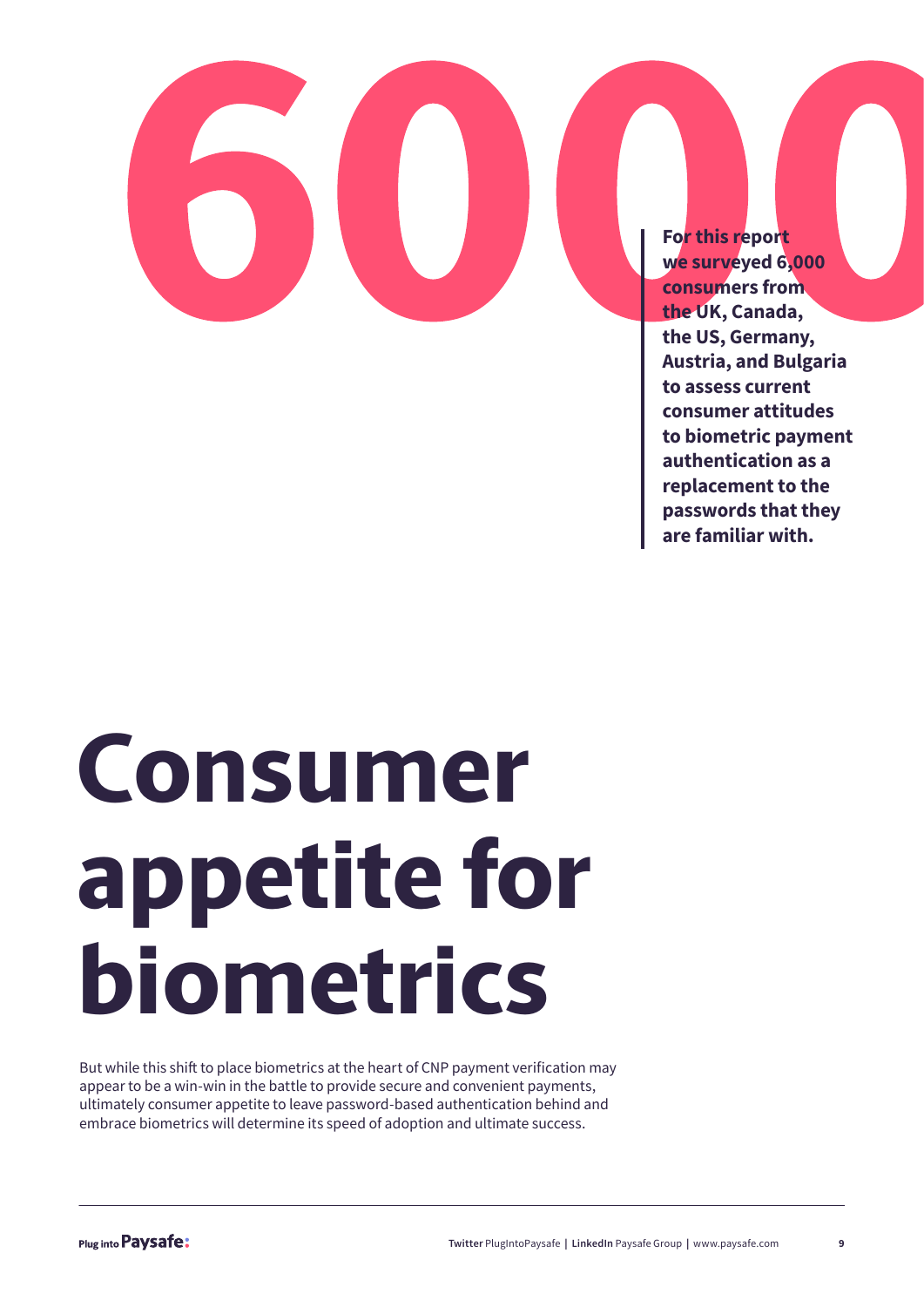6000

**For this report we surveyed 6,000 consumers from the UK, Canada, the US, Germany, Austria, and Bulgaria to assess current consumer attitudes to biometric payment authentication as a replacement to the passwords that they are familiar with.**

# Consumer appetite for biometrics

But while this shift to place biometrics at the heart of CNP payment verification may appear to be a win-win in the battle to provide secure and convenient payments, ultimately consumer appetite to leave password-based authentication behind and embrace biometrics will determine its speed of adoption and ultimate success.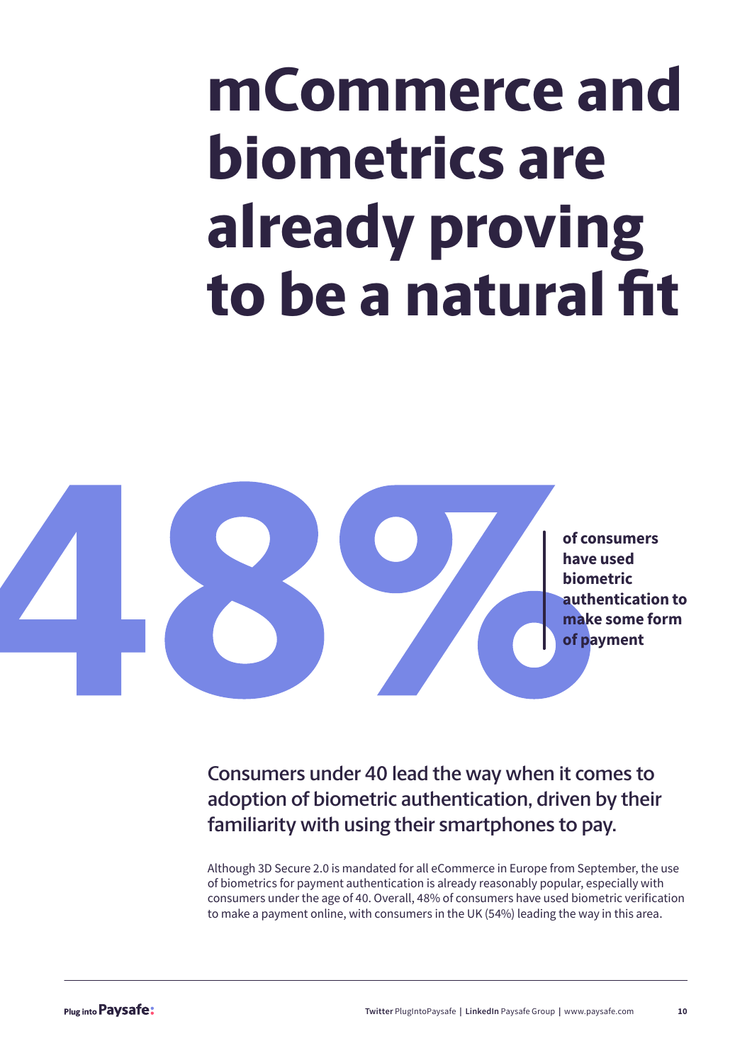# mCommerce and biometrics are already proving to be a natural fit

**48%** **of consumers have used biometric authentication to make some form of payment**

## Consumers under 40 lead the way when it comes to adoption of biometric authentication, driven by their familiarity with using their smartphones to pay.

Although 3D Secure 2.0 is mandated for all eCommerce in Europe from September, the use of biometrics for payment authentication is already reasonably popular, especially with consumers under the age of 40. Overall, 48% of consumers have used biometric verification to make a payment online, with consumers in the UK (54%) leading the way in this area.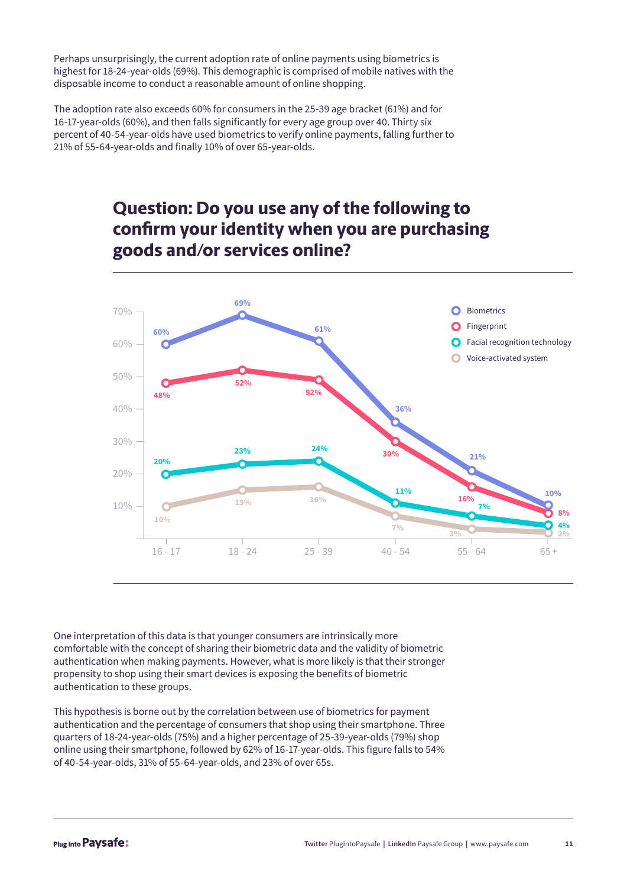Perhaps unsurprisingly, the current adoption rate of online payments using biometrics is highest for 18-24-year-olds (69%). This demographic is comprised of mobile natives with the disposable income to conduct a reasonable amount of online shopping.

The adoption rate also exceeds 60% for consumers in the 25-39 age bracket (61%) and for 16-17-year-olds (60%), and then falls significantly for every age group over 40. Thirty six percent of 40-54-year-olds have used biometrics to verify online payments, falling further to 21% of 55-64-year-olds and finally 10% of over 65-year-olds.

## Question: Do you use any of the following to confirm your identity when you are purchasing goods and/or services online?

| | 16 - 17 | 18 - 24 | 25 - 39 | 40 - 54 | 55 - 64 | 65 + |
|---|---|---|---|---|---|---|
| Biometrics | 60% | 69% | 61% | 36% | 21% | 10% |
| Fingerprint | 48% | 52% | 52% | 30% | 16% | 8% |
| Facial recognition technology | 20% | 23% | 24% | 11% | 7% | 4% |
| Voice-activated system | 10% | 15% | 16% | 7% | 3% | 2% |

One interpretation of this data is that younger consumers are intrinsically more comfortable with the concept of sharing their biometric data and the validity of biometric authentication when making payments. However, what is more likely is that their stronger propensity to shop using their smart devices is exposing the benefits of biometric authentication to these groups.

This hypothesis is borne out by the correlation between use of biometrics for payment authentication and the percentage of consumers that shop using their smartphone. Three quarters of 18-24-year-olds (75%) and a higher percentage of 25-39-year-olds (79%) shop online using their smartphone, followed by 62% of 16-17-year-olds. This figure falls to 54% of 40-54-year-olds, 31% of 55-64-year-olds, and 23% of over 65s.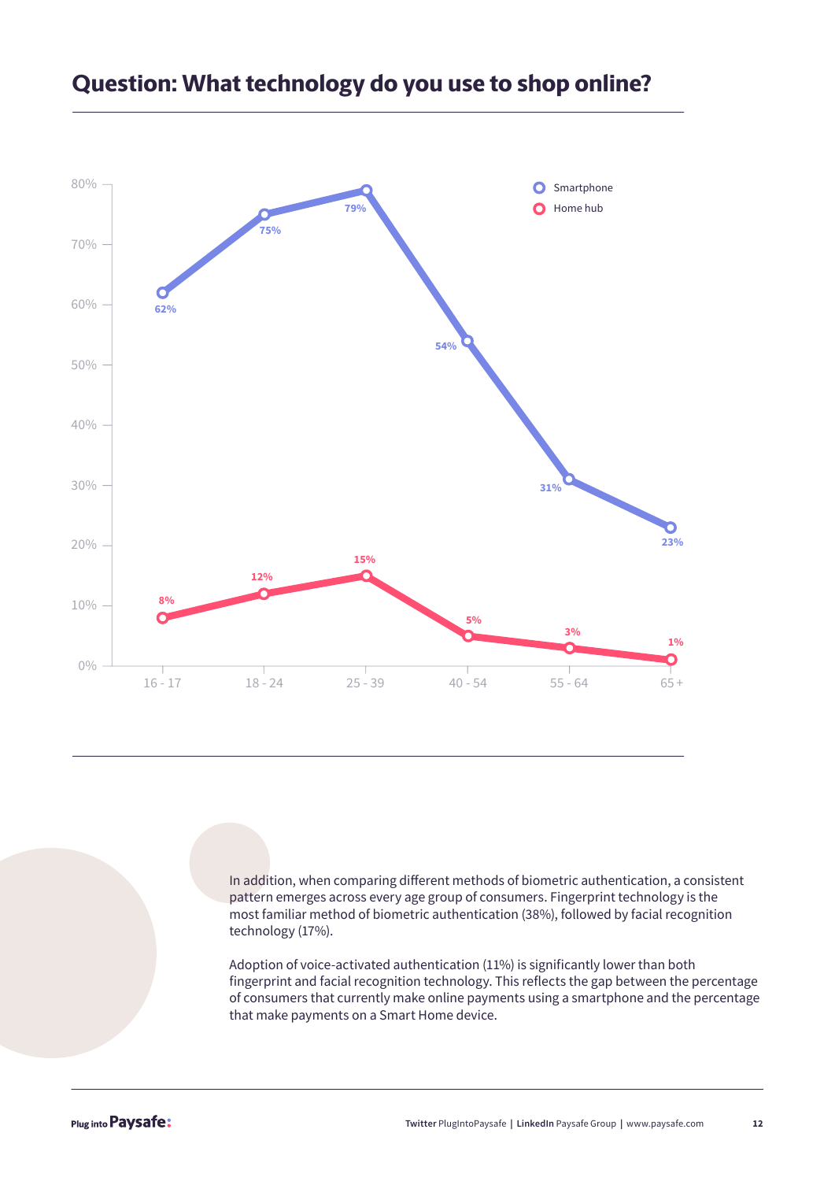## Question: What technology do you use to shop online?

| Age group | Smartphone | Home hub |
|---|---|---|
| 16 - 17 | 62% | 8% |
| 18 - 24 | 75% | 12% |
| 25 - 39 | 79% | 15% |
| 40 - 54 | 54% | 5% |
| 55 - 64 | 31% | 3% |
| 65 + | 23% | 1% |

In addition, when comparing different methods of biometric authentication, a consistent pattern emerges across every age group of consumers. Fingerprint technology is the most familiar method of biometric authentication (38%), followed by facial recognition technology (17%).

Adoption of voice-activated authentication (11%) is significantly lower than both fingerprint and facial recognition technology. This reflects the gap between the percentage of consumers that currently make online payments using a smartphone and the percentage that make payments on a Smart Home device.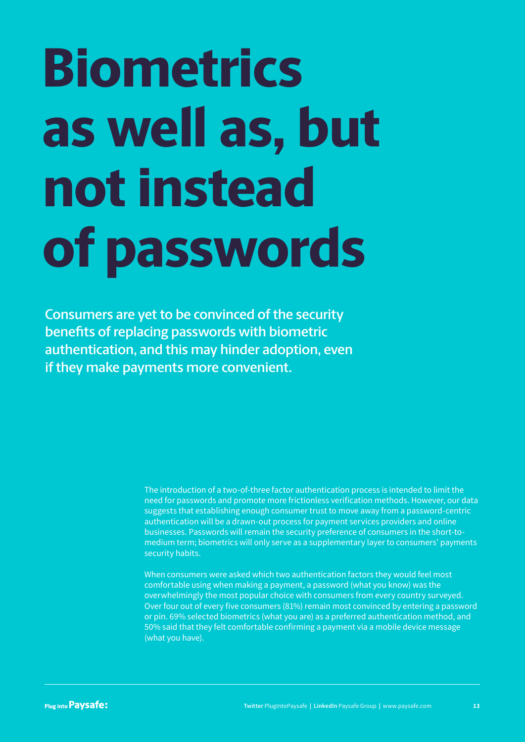# Biometrics as well as, but not instead of passwords

**Consumers are yet to be convinced of the security benefits of replacing passwords with biometric authentication, and this may hinder adoption, even if they make payments more convenient.**

The introduction of a two-of-three factor authentication process is intended to limit the need for passwords and promote more frictionless verification methods. However, our data suggests that establishing enough consumer trust to move away from a password-centric authentication will be a drawn-out process for payment services providers and online businesses. Passwords will remain the security preference of consumers in the short-to-medium term; biometrics will only serve as a supplementary layer to consumers' payments security habits.

When consumers were asked which two authentication factors they would feel most comfortable using when making a payment, a password (what you know) was the overwhelmingly the most popular choice with consumers from every country surveyed. Over four out of every five consumers (81%) remain most convinced by entering a password or pin. 69% selected biometrics (what you are) as a preferred authentication method, and 50% said that they felt comfortable confirming a payment via a mobile device message (what you have).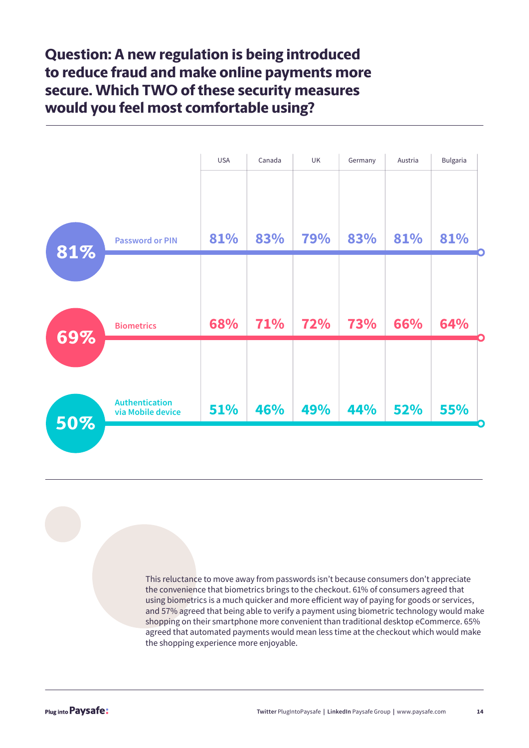# Question: A new regulation is being introduced to reduce fraud and make online payments more secure. Which TWO of these security measures would you feel most comfortable using?

| | Overall | USA | Canada | UK | Germany | Austria | Bulgaria |
|---|---|---|---|---|---|---|---|
| Password or PIN | 81% | 81% | 83% | 79% | 83% | 81% | 81% |
| Biometrics | 69% | 68% | 71% | 72% | 73% | 66% | 64% |
| Authentication via Mobile device | 50% | 51% | 46% | 49% | 44% | 52% | 55% |

This reluctance to move away from passwords isn't because consumers don't appreciate the convenience that biometrics brings to the checkout. 61% of consumers agreed that using biometrics is a much quicker and more efficient way of paying for goods or services, and 57% agreed that being able to verify a payment using biometric technology would make shopping on their smartphone more convenient than traditional desktop eCommerce. 65% agreed that automated payments would mean less time at the checkout which would make the shopping experience more enjoyable.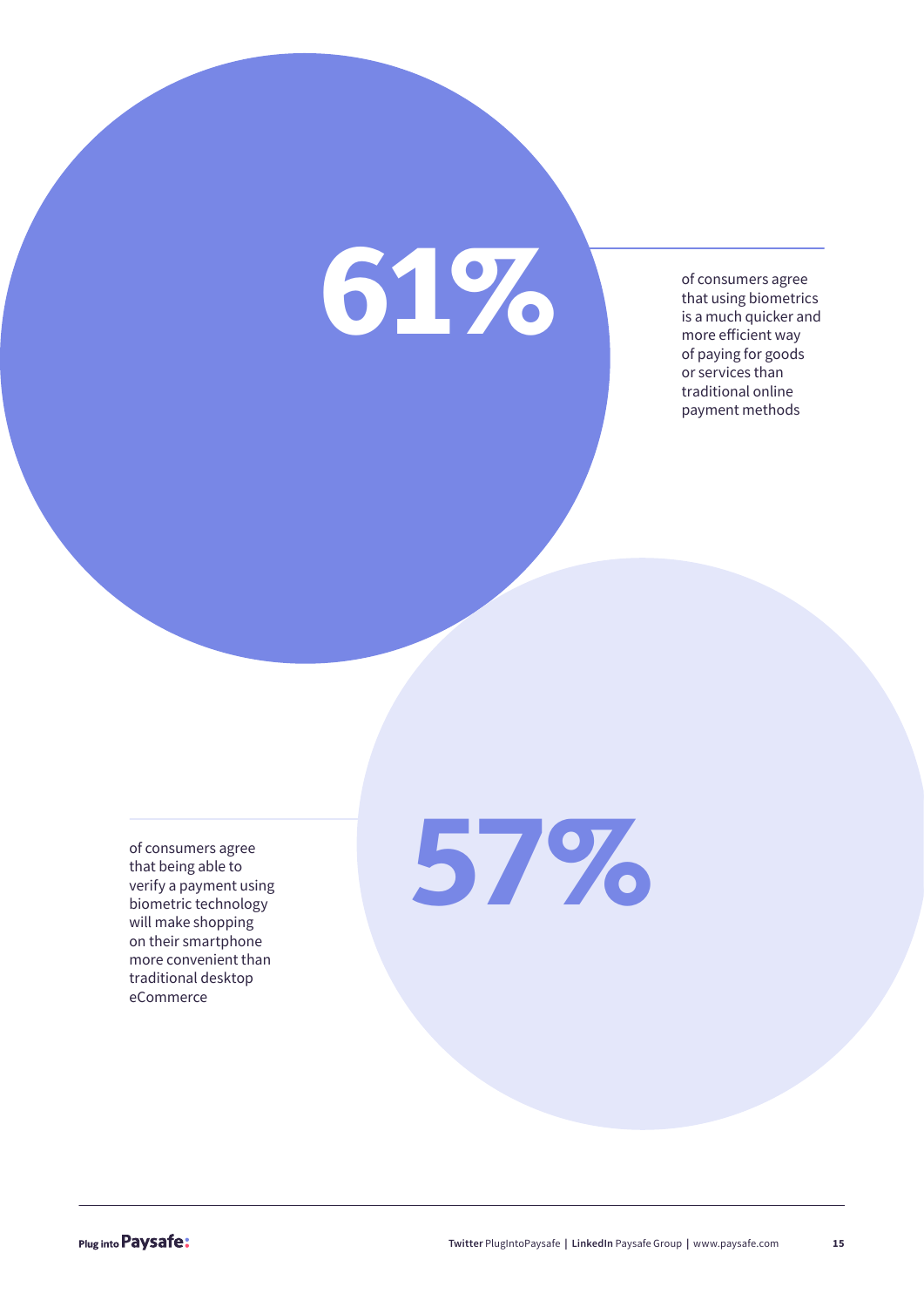**61%**

of consumers agree that using biometrics is a much quicker and more efficient way of paying for goods or services than traditional online payment methods

**57%**

of consumers agree that being able to verify a payment using biometric technology will make shopping on their smartphone more convenient than traditional desktop eCommerce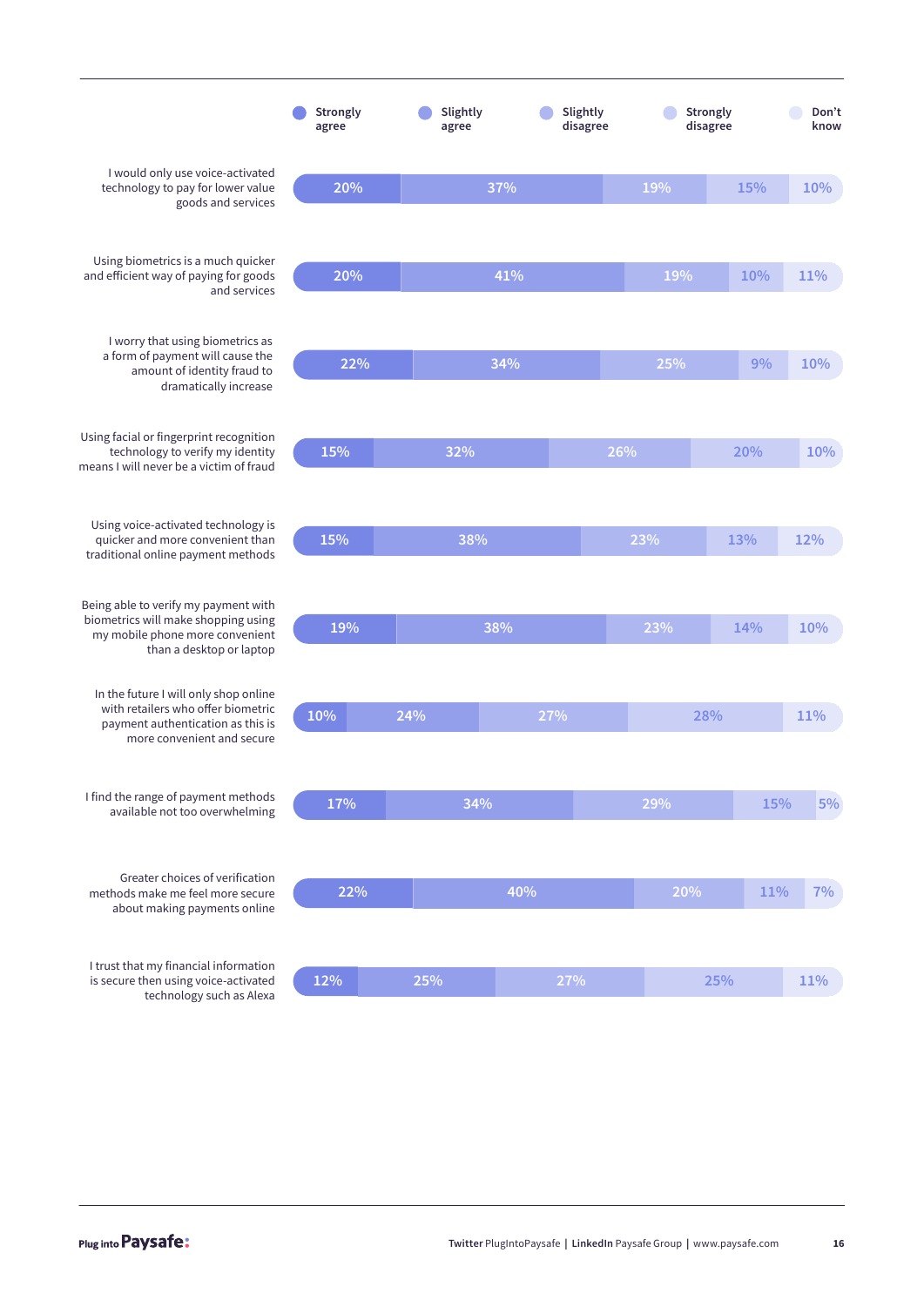| Statement | Strongly agree | Slightly agree | Slightly disagree | Strongly disagree | Don't know |
|---|---|---|---|---|---|
| I would only use voice-activated technology to pay for lower value goods and services | 20% | 37% | 19% | 15% | 10% |
| Using biometrics is a much quicker and efficient way of paying for goods and services | 20% | 41% | 19% | 10% | 11% |
| I worry that using biometrics as a form of payment will cause the amount of identity fraud to dramatically increase | 22% | 34% | 25% | 9% | 10% |
| Using facial or fingerprint recognition technology to verify my identity means I will never be a victim of fraud | 15% | 32% | 26% | 20% | 10% |
| Using voice-activated technology is quicker and more convenient than traditional online payment methods | 15% | 38% | 23% | 13% | 12% |
| Being able to verify my payment with biometrics will make shopping using my mobile phone more convenient than a desktop or laptop | 19% | 38% | 23% | 14% | 10% |
| In the future I will only shop online with retailers who offer biometric payment authentication as this is more convenient and secure | 10% | 24% | 27% | 28% | 11% |
| I find the range of payment methods available not too overwhelming | 17% | 34% | 29% | 15% | 5% |
| Greater choices of verification methods make me feel more secure about making payments online | 22% | 40% | 20% | 11% | 7% |
| I trust that my financial information is secure then using voice-activated technology such as Alexa | 12% | 25% | 27% | 25% | 11% |

Plug into Paysafe: Twitter PlugIntoPaysafe | LinkedIn Paysafe Group | www.paysafe.com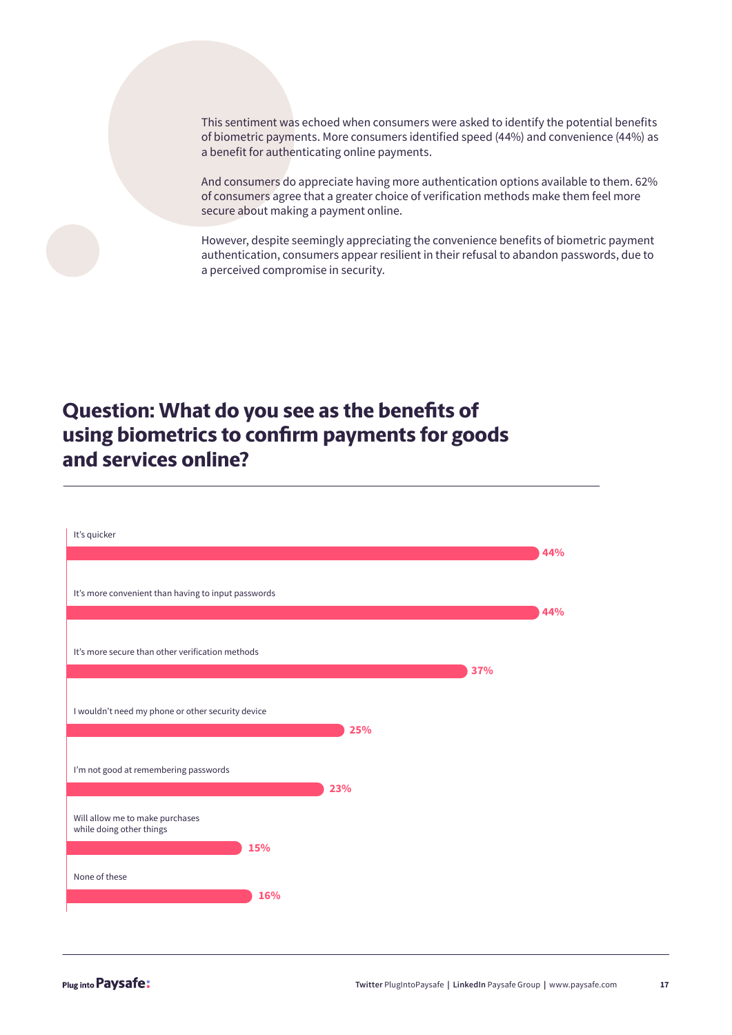This sentiment was echoed when consumers were asked to identify the potential benefits of biometric payments. More consumers identified speed (44%) and convenience (44%) as a benefit for authenticating online payments.

And consumers do appreciate having more authentication options available to them. 62% of consumers agree that a greater choice of verification methods make them feel more secure about making a payment online.

However, despite seemingly appreciating the convenience benefits of biometric payment authentication, consumers appear resilient in their refusal to abandon passwords, due to a perceived compromise in security.

## Question: What do you see as the benefits of using biometrics to confirm payments for goods and services online?

| Response | % |
| --- | --- |
| It's quicker | 44% |
| It's more convenient than having to input passwords | 44% |
| It's more secure than other verification methods | 37% |
| I wouldn't need my phone or other security device | 25% |
| I'm not good at remembering passwords | 23% |
| Will allow me to make purchases while doing other things | 15% |
| None of these | 16% |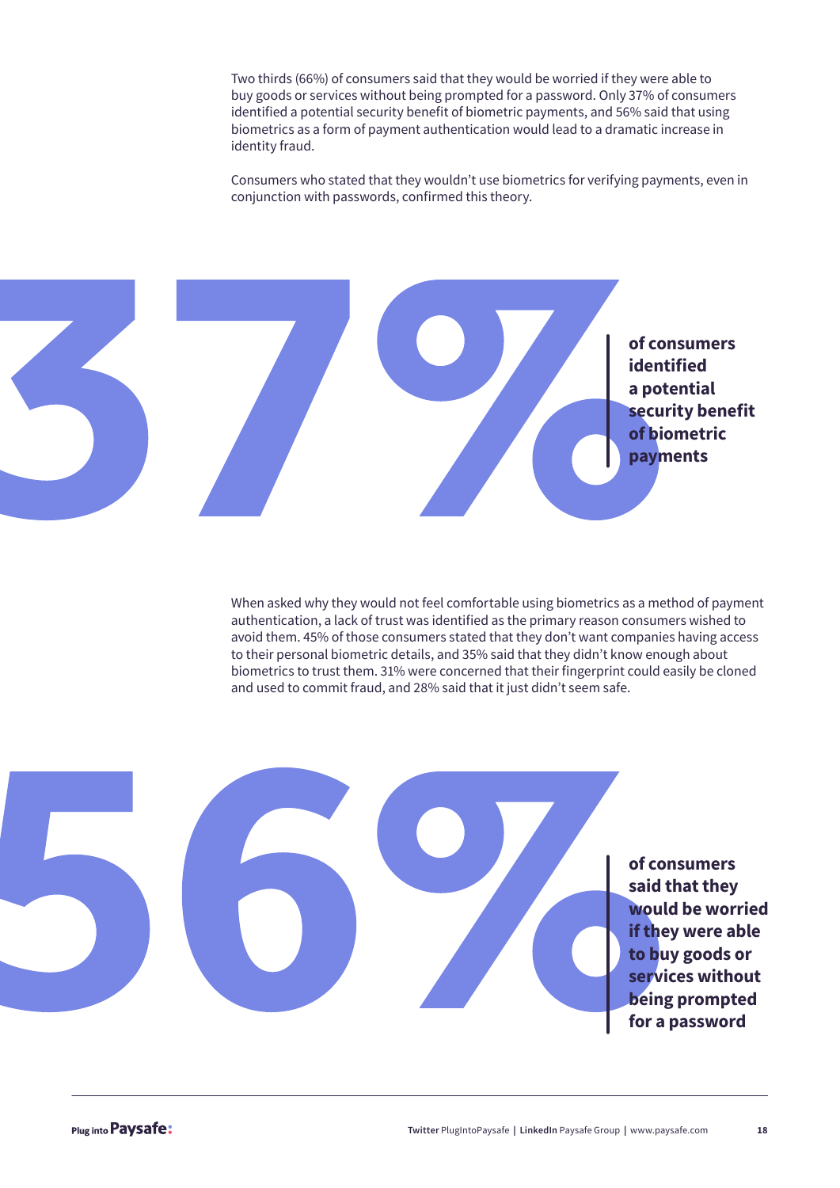Two thirds (66%) of consumers said that they would be worried if they were able to buy goods or services without being prompted for a password. Only 37% of consumers identified a potential security benefit of biometric payments, and 56% said that using biometrics as a form of payment authentication would lead to a dramatic increase in identity fraud.

Consumers who stated that they wouldn't use biometrics for verifying payments, even in conjunction with passwords, confirmed this theory.

**37%** **of consumers identified a potential security benefit of biometric payments**

When asked why they would not feel comfortable using biometrics as a method of payment authentication, a lack of trust was identified as the primary reason consumers wished to avoid them. 45% of those consumers stated that they don't want companies having access to their personal biometric details, and 35% said that they didn't know enough about biometrics to trust them. 31% were concerned that their fingerprint could easily be cloned and used to commit fraud, and 28% said that it just didn't seem safe.

**56%** **of consumers said that they would be worried if they were able to buy goods or services without being prompted for a password**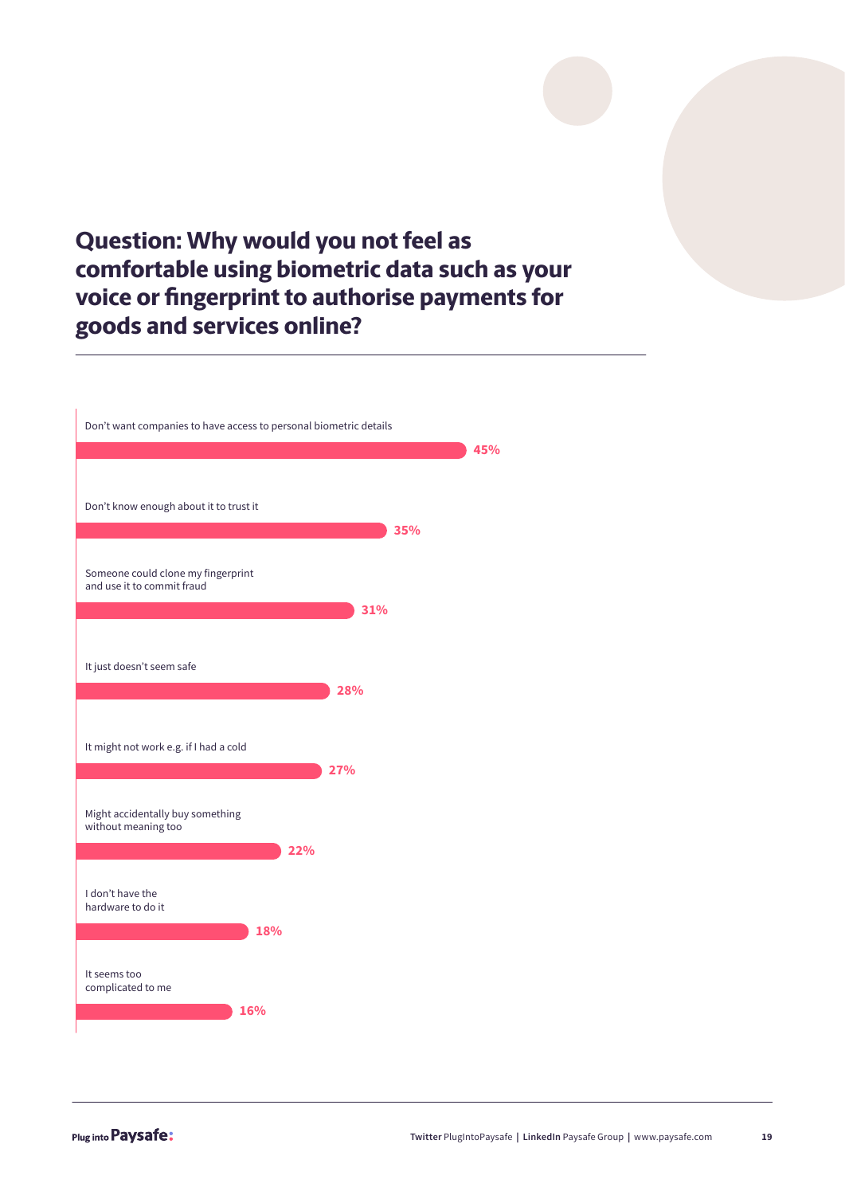## Question: Why would you not feel as comfortable using biometric data such as your voice or fingerprint to authorise payments for goods and services online?

| Reason | % |
|---|---|
| Don't want companies to have access to personal biometric details | 45% |
| Don't know enough about it to trust it | 35% |
| Someone could clone my fingerprint and use it to commit fraud | 31% |
| It just doesn't seem safe | 28% |
| It might not work e.g. if I had a cold | 27% |
| Might accidentally buy something without meaning too | 22% |
| I don't have the hardware to do it | 18% |
| It seems too complicated to me | 16% |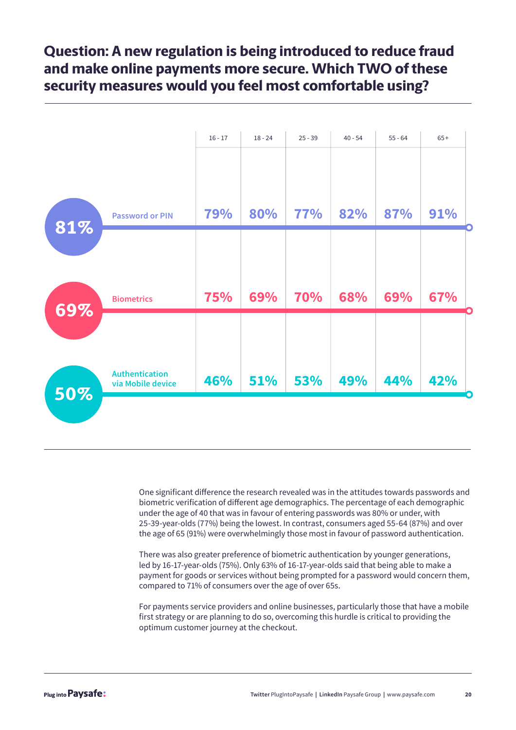## Question: A new regulation is being introduced to reduce fraud and make online payments more secure. Which TWO of these security measures would you feel most comfortable using?

| | Overall | 16 - 17 | 18 - 24 | 25 - 39 | 40 - 54 | 55 - 64 | 65+ |
|---|---|---|---|---|---|---|---|
| Password or PIN | 81% | 79% | 80% | 77% | 82% | 87% | 91% |
| Biometrics | 69% | 75% | 69% | 70% | 68% | 69% | 67% |
| Authentication via Mobile device | 50% | 46% | 51% | 53% | 49% | 44% | 42% |

One significant difference the research revealed was in the attitudes towards passwords and biometric verification of different age demographics. The percentage of each demographic under the age of 40 that was in favour of entering passwords was 80% or under, with 25-39-year-olds (77%) being the lowest. In contrast, consumers aged 55-64 (87%) and over the age of 65 (91%) were overwhelmingly those most in favour of password authentication.

There was also greater preference of biometric authentication by younger generations, led by 16-17-year-olds (75%). Only 63% of 16-17-year-olds said that being able to make a payment for goods or services without being prompted for a password would concern them, compared to 71% of consumers over the age of over 65s.

For payments service providers and online businesses, particularly those that have a mobile first strategy or are planning to do so, overcoming this hurdle is critical to providing the optimum customer journey at the checkout.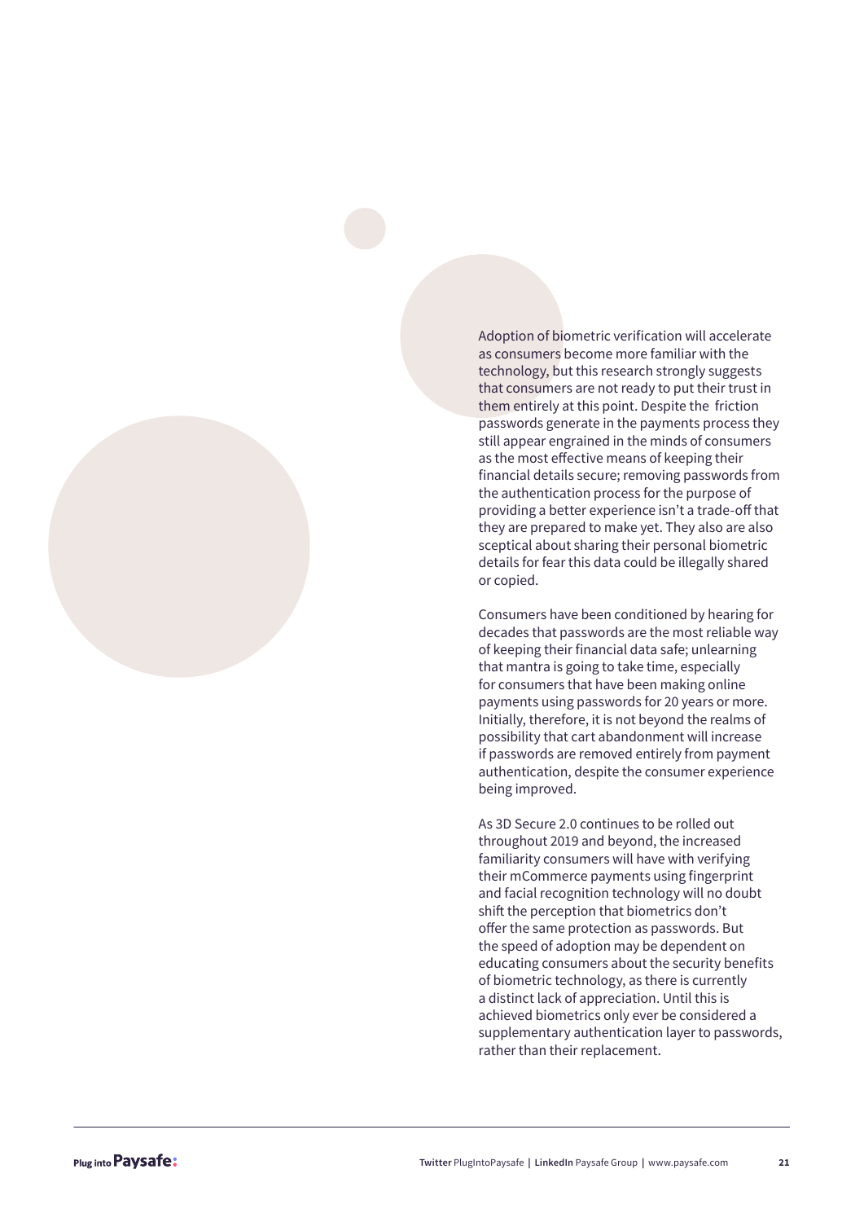Adoption of biometric verification will accelerate as consumers become more familiar with the technology, but this research strongly suggests that consumers are not ready to put their trust in them entirely at this point. Despite the friction passwords generate in the payments process they still appear engrained in the minds of consumers as the most effective means of keeping their financial details secure; removing passwords from the authentication process for the purpose of providing a better experience isn't a trade-off that they are prepared to make yet. They also are also sceptical about sharing their personal biometric details for fear this data could be illegally shared or copied.

Consumers have been conditioned by hearing for decades that passwords are the most reliable way of keeping their financial data safe; unlearning that mantra is going to take time, especially for consumers that have been making online payments using passwords for 20 years or more. Initially, therefore, it is not beyond the realms of possibility that cart abandonment will increase if passwords are removed entirely from payment authentication, despite the consumer experience being improved.

As 3D Secure 2.0 continues to be rolled out throughout 2019 and beyond, the increased familiarity consumers will have with verifying their mCommerce payments using fingerprint and facial recognition technology will no doubt shift the perception that biometrics don't offer the same protection as passwords. But the speed of adoption may be dependent on educating consumers about the security benefits of biometric technology, as there is currently a distinct lack of appreciation. Until this is achieved biometrics only ever be considered a supplementary authentication layer to passwords, rather than their replacement.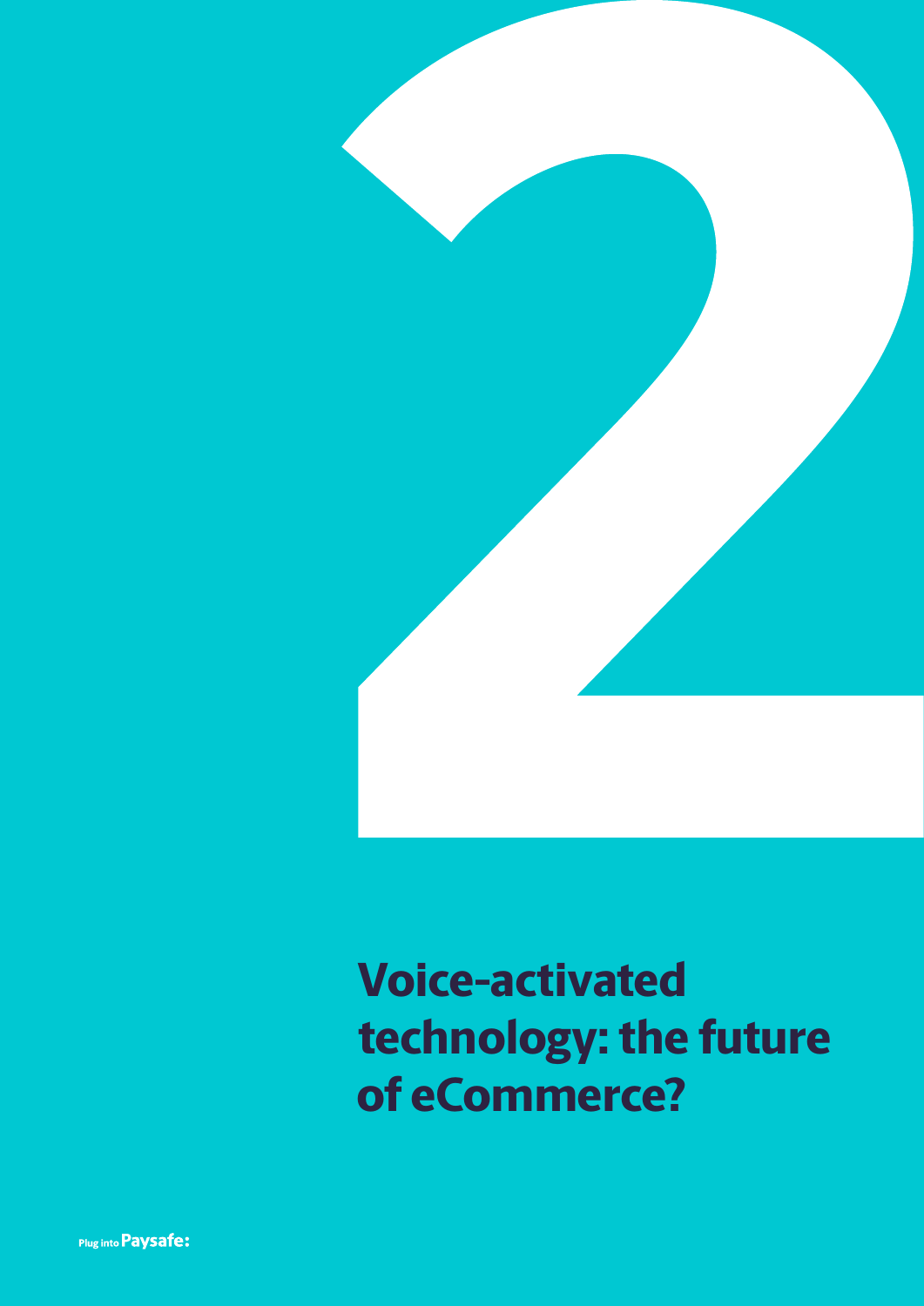# 2

# Voice-activated technology: the future of eCommerce?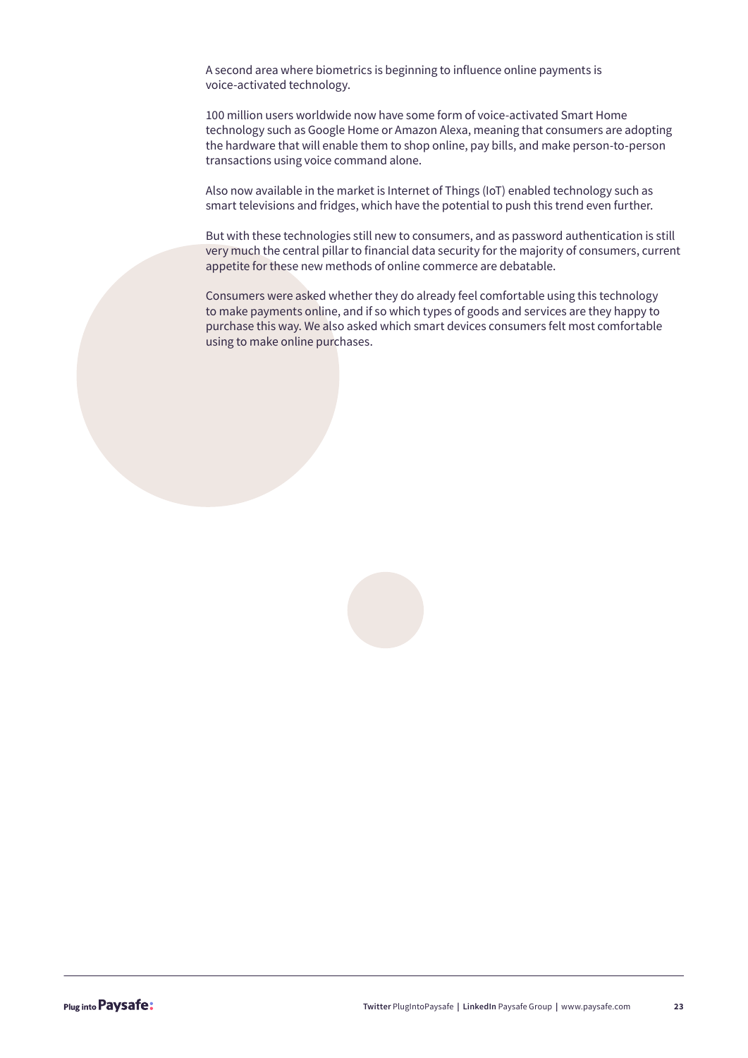A second area where biometrics is beginning to influence online payments is voice-activated technology.

100 million users worldwide now have some form of voice-activated Smart Home technology such as Google Home or Amazon Alexa, meaning that consumers are adopting the hardware that will enable them to shop online, pay bills, and make person-to-person transactions using voice command alone.

Also now available in the market is Internet of Things (IoT) enabled technology such as smart televisions and fridges, which have the potential to push this trend even further.

But with these technologies still new to consumers, and as password authentication is still very much the central pillar to financial data security for the majority of consumers, current appetite for these new methods of online commerce are debatable.

Consumers were asked whether they do already feel comfortable using this technology to make payments online, and if so which types of goods and services are they happy to purchase this way. We also asked which smart devices consumers felt most comfortable using to make online purchases.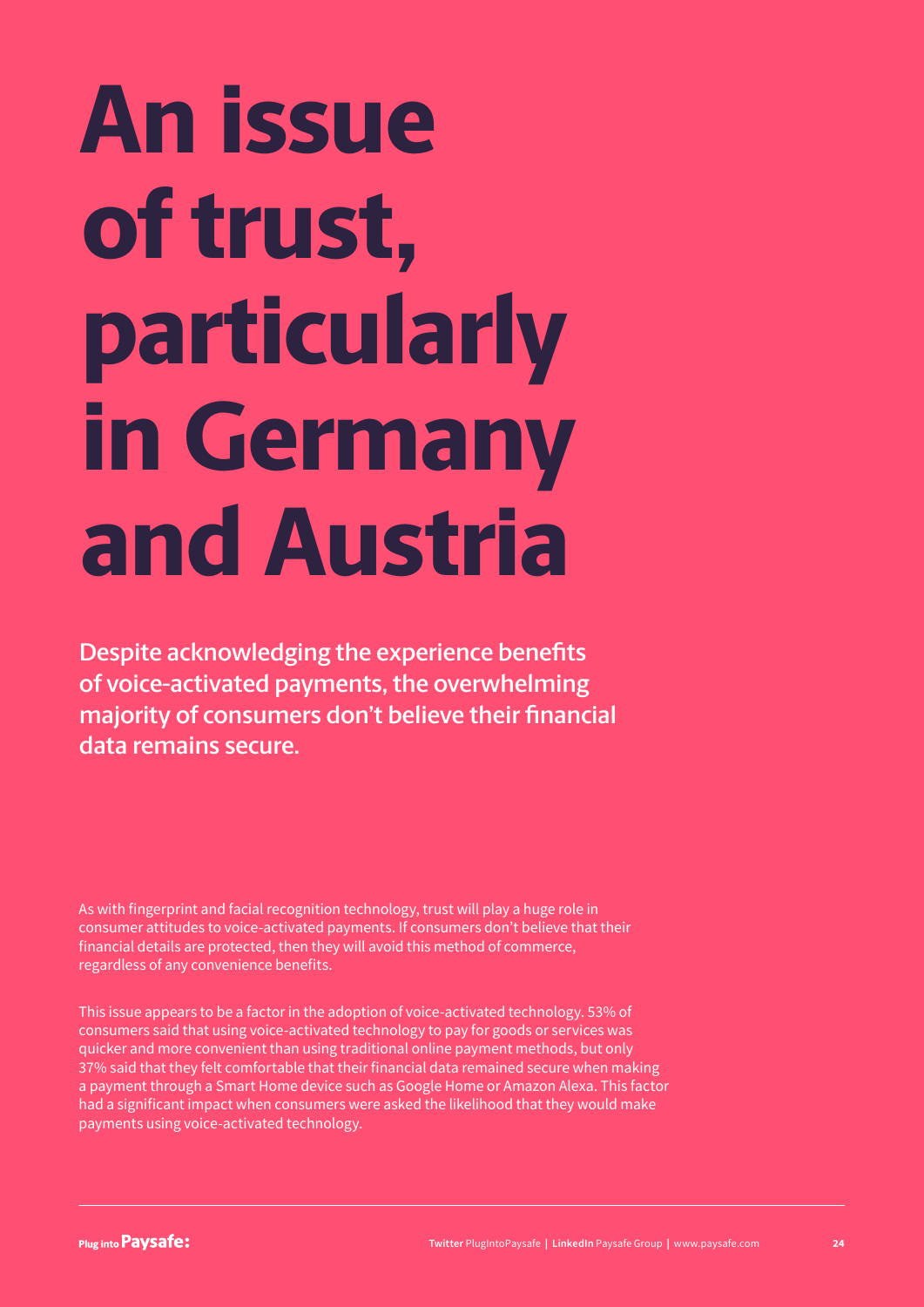# An issue of trust, particularly in Germany and Austria

**Despite acknowledging the experience benefits of voice-activated payments, the overwhelming majority of consumers don't believe their financial data remains secure.**

As with fingerprint and facial recognition technology, trust will play a huge role in consumer attitudes to voice-activated payments. If consumers don't believe that their financial details are protected, then they will avoid this method of commerce, regardless of any convenience benefits.

This issue appears to be a factor in the adoption of voice-activated technology. 53% of consumers said that using voice-activated technology to pay for goods or services was quicker and more convenient than using traditional online payment methods, but only 37% said that they felt comfortable that their financial data remained secure when making a payment through a Smart Home device such as Google Home or Amazon Alexa. This factor had a significant impact when consumers were asked the likelihood that they would make payments using voice-activated technology.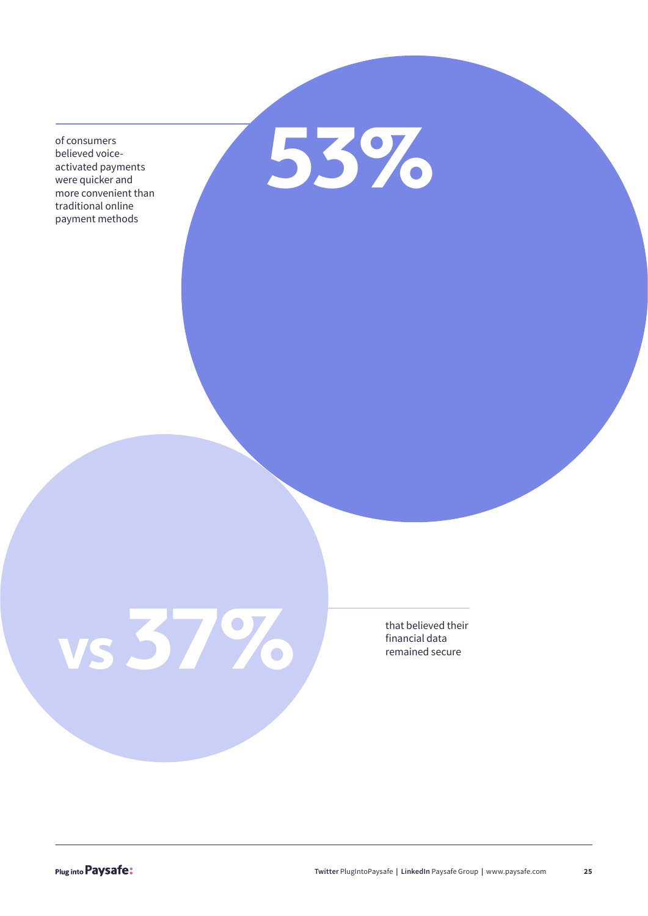**53%**

of consumers believed voice-activated payments were quicker and more convenient than traditional online payment methods

**vs 37%**

that believed their financial data remained secure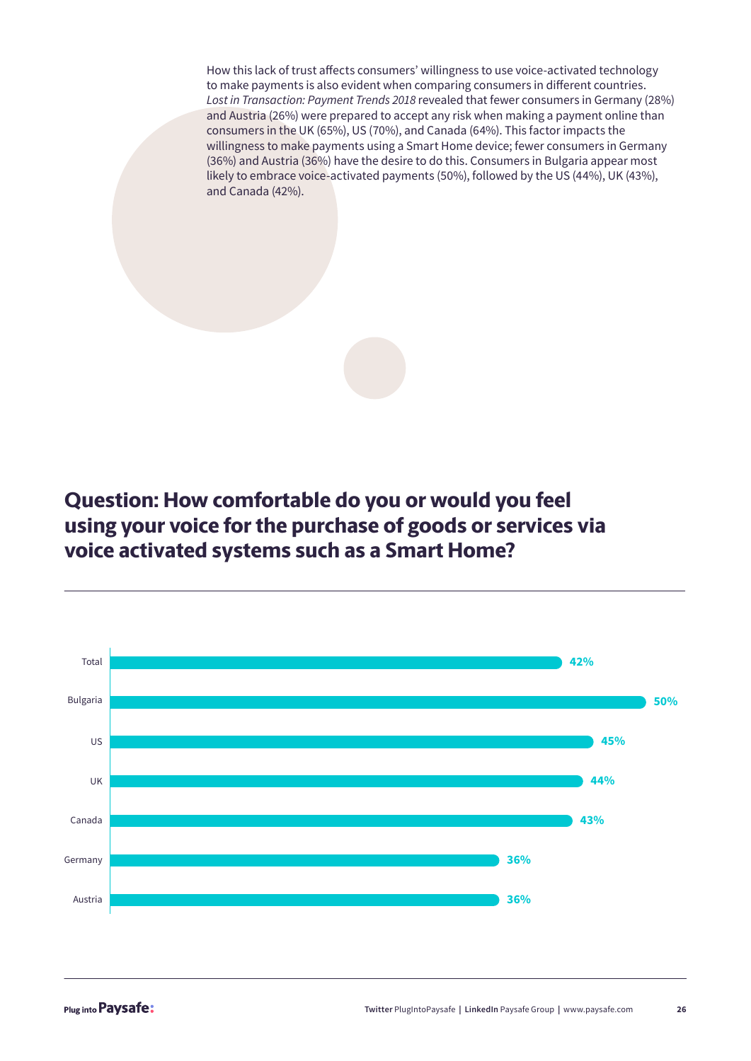How this lack of trust affects consumers' willingness to use voice-activated technology to make payments is also evident when comparing consumers in different countries. *Lost in Transaction: Payment Trends 2018* revealed that fewer consumers in Germany (28%) and Austria (26%) were prepared to accept any risk when making a payment online than consumers in the UK (65%), US (70%), and Canada (64%). This factor impacts the willingness to make payments using a Smart Home device; fewer consumers in Germany (36%) and Austria (36%) have the desire to do this. Consumers in Bulgaria appear most likely to embrace voice-activated payments (50%), followed by the US (44%), UK (43%), and Canada (42%).

## Question: How comfortable do you or would you feel using your voice for the purchase of goods or services via voice activated systems such as a Smart Home?

| Country | % |
|---|---|
| Total | 42% |
| Bulgaria | 50% |
| US | 45% |
| UK | 44% |
| Canada | 43% |
| Germany | 36% |
| Austria | 36% |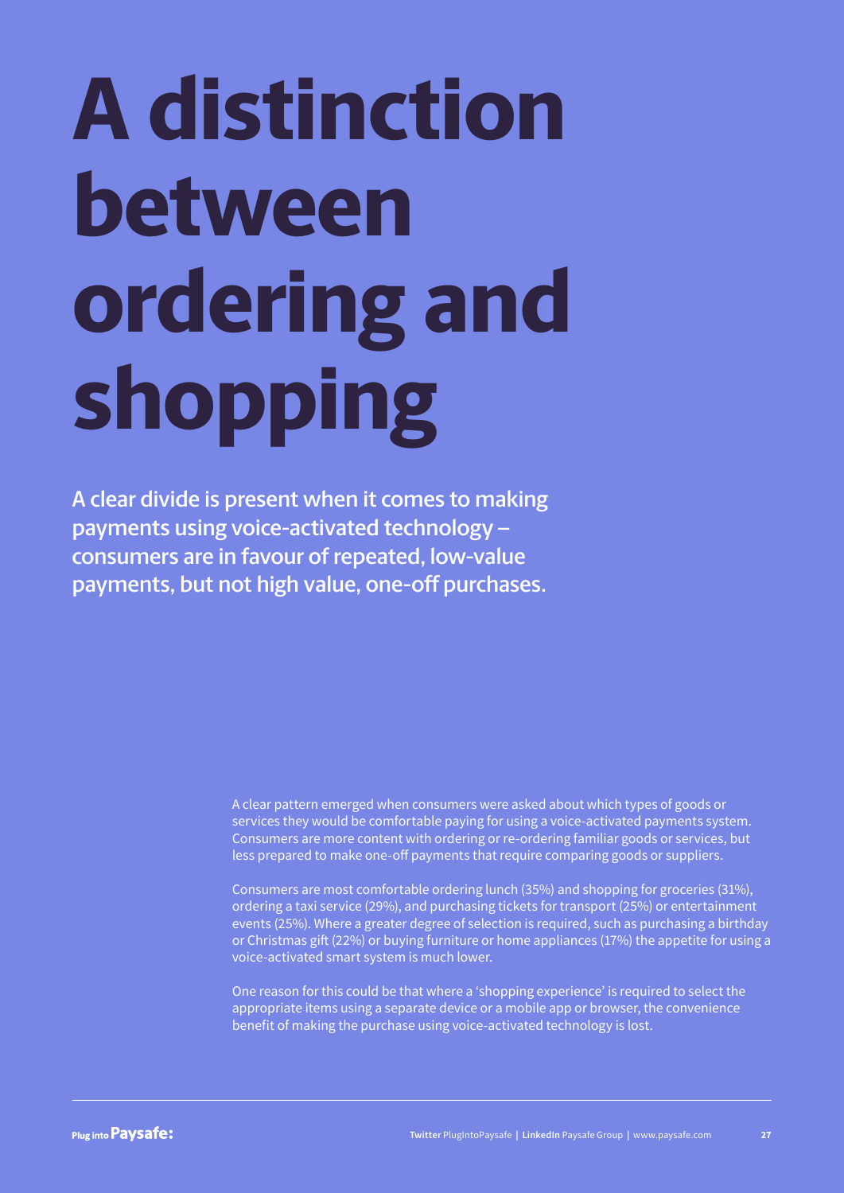# A distinction between ordering and shopping

**A clear divide is present when it comes to making payments using voice-activated technology – consumers are in favour of repeated, low-value payments, but not high value, one-off purchases.**

A clear pattern emerged when consumers were asked about which types of goods or services they would be comfortable paying for using a voice-activated payments system. Consumers are more content with ordering or re-ordering familiar goods or services, but less prepared to make one-off payments that require comparing goods or suppliers.

Consumers are most comfortable ordering lunch (35%) and shopping for groceries (31%), ordering a taxi service (29%), and purchasing tickets for transport (25%) or entertainment events (25%). Where a greater degree of selection is required, such as purchasing a birthday or Christmas gift (22%) or buying furniture or home appliances (17%) the appetite for using a voice-activated smart system is much lower.

One reason for this could be that where a 'shopping experience' is required to select the appropriate items using a separate device or a mobile app or browser, the convenience benefit of making the purchase using voice-activated technology is lost.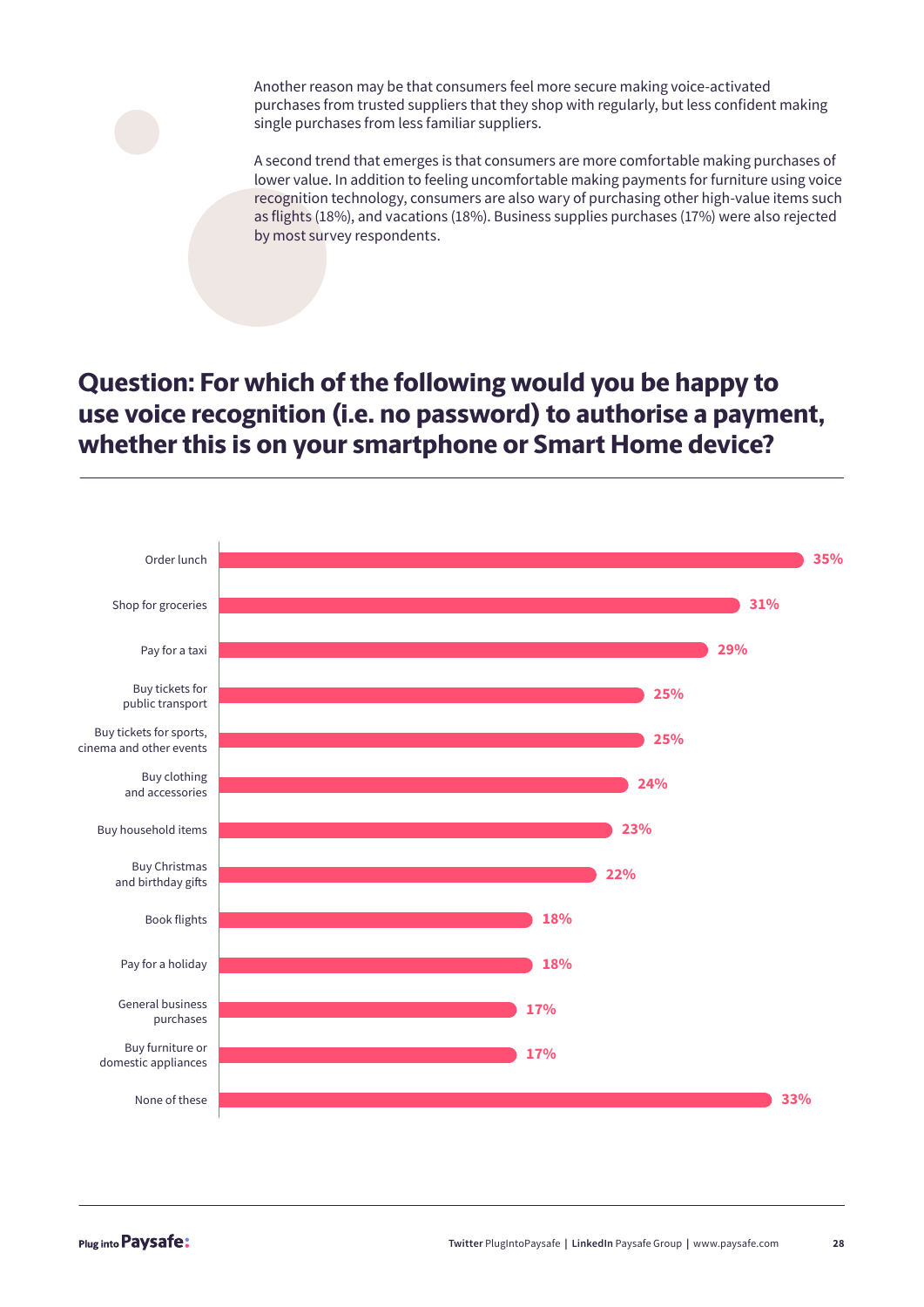Another reason may be that consumers feel more secure making voice-activated purchases from trusted suppliers that they shop with regularly, but less confident making single purchases from less familiar suppliers.

A second trend that emerges is that consumers are more comfortable making purchases of lower value. In addition to feeling uncomfortable making payments for furniture using voice recognition technology, consumers are also wary of purchasing other high-value items such as flights (18%), and vacations (18%). Business supplies purchases (17%) were also rejected by most survey respondents.

## Question: For which of the following would you be happy to use voice recognition (i.e. no password) to authorise a payment, whether this is on your smartphone or Smart Home device?

| Option | % |
| --- | --- |
| Order lunch | 35% |
| Shop for groceries | 31% |
| Pay for a taxi | 29% |
| Buy tickets for public transport | 25% |
| Buy tickets for sports, cinema and other events | 25% |
| Buy clothing and accessories | 24% |
| Buy household items | 23% |
| Buy Christmas and birthday gifts | 22% |
| Book flights | 18% |
| Pay for a holiday | 18% |
| General business purchases | 17% |
| Buy furniture or domestic appliances | 17% |
| None of these | 33% |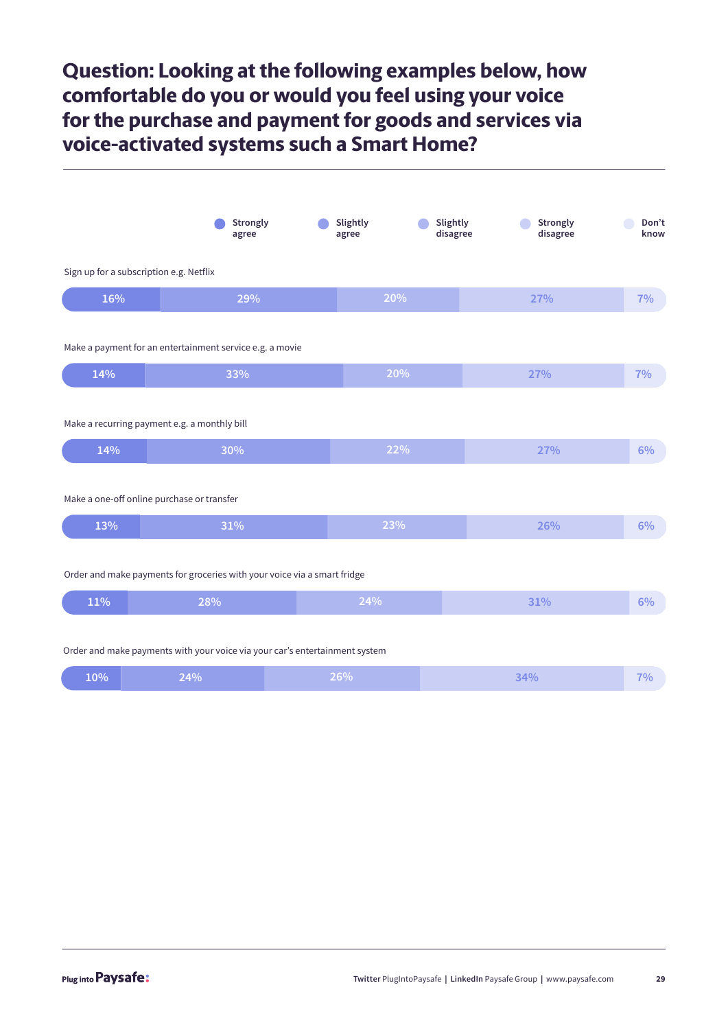# Question: Looking at the following examples below, how comfortable do you or would you feel using your voice for the purchase and payment for goods and services via voice-activated systems such a Smart Home?

| | Strongly agree | Slightly agree | Slightly disagree | Strongly disagree | Don't know |
|---|---|---|---|---|---|
| Sign up for a subscription e.g. Netflix | 16% | 29% | 20% | 27% | 7% |
| Make a payment for an entertainment service e.g. a movie | 14% | 33% | 20% | 27% | 7% |
| Make a recurring payment e.g. a monthly bill | 14% | 30% | 22% | 27% | 6% |
| Make a one-off online purchase or transfer | 13% | 31% | 23% | 26% | 6% |
| Order and make payments for groceries with your voice via a smart fridge | 11% | 28% | 24% | 31% | 6% |
| Order and make payments with your voice via your car's entertainment system | 10% | 24% | 26% | 34% | 7% |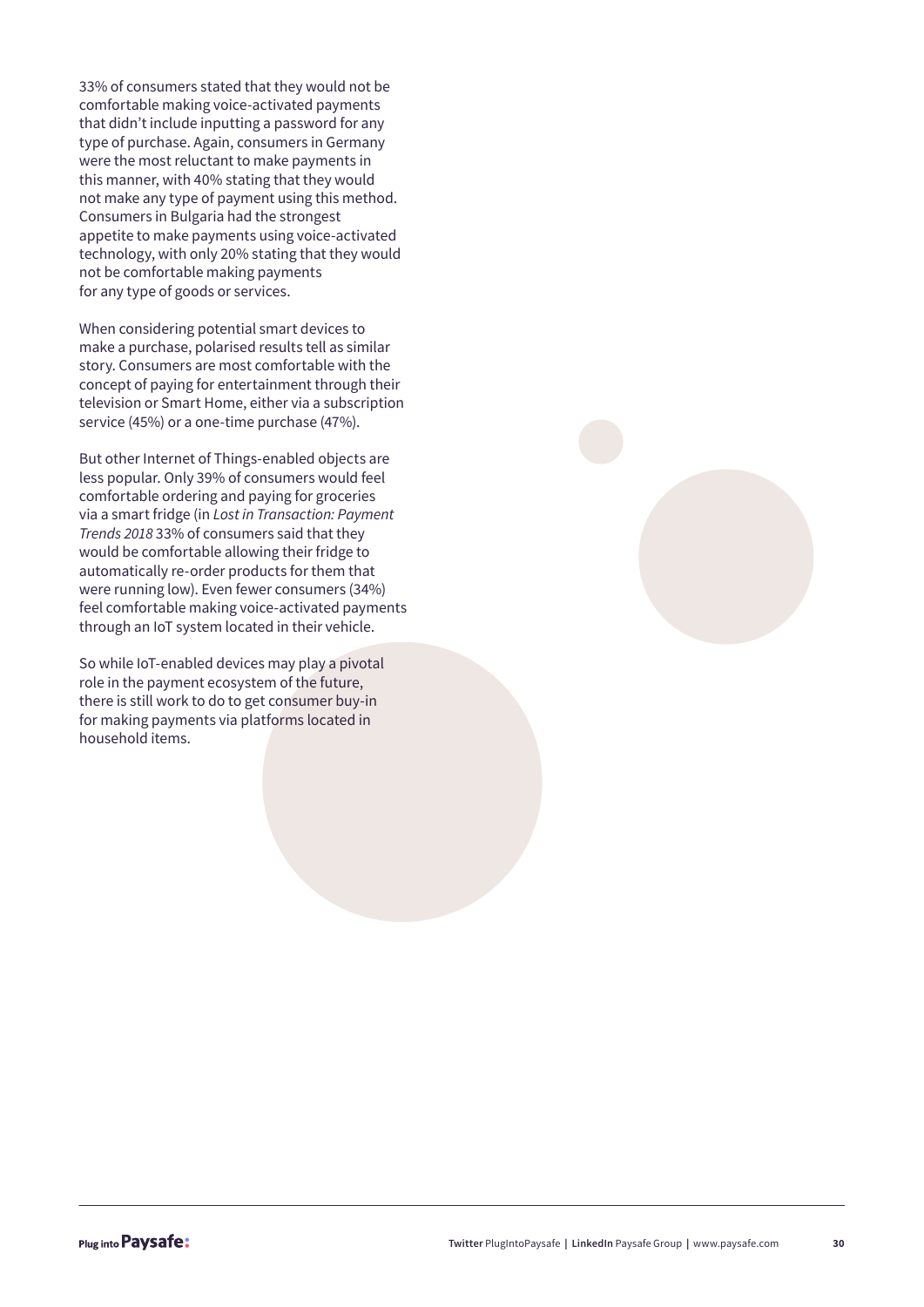33% of consumers stated that they would not be comfortable making voice-activated payments that didn't include inputting a password for any type of purchase. Again, consumers in Germany were the most reluctant to make payments in this manner, with 40% stating that they would not make any type of payment using this method. Consumers in Bulgaria had the strongest appetite to make payments using voice-activated technology, with only 20% stating that they would not be comfortable making payments for any type of goods or services.

When considering potential smart devices to make a purchase, polarised results tell as similar story. Consumers are most comfortable with the concept of paying for entertainment through their television or Smart Home, either via a subscription service (45%) or a one-time purchase (47%).

But other Internet of Things-enabled objects are less popular. Only 39% of consumers would feel comfortable ordering and paying for groceries via a smart fridge (in *Lost in Transaction: Payment Trends 2018* 33% of consumers said that they would be comfortable allowing their fridge to automatically re-order products for them that were running low). Even fewer consumers (34%) feel comfortable making voice-activated payments through an IoT system located in their vehicle.

So while IoT-enabled devices may play a pivotal role in the payment ecosystem of the future, there is still work to do to get consumer buy-in for making payments via platforms located in household items.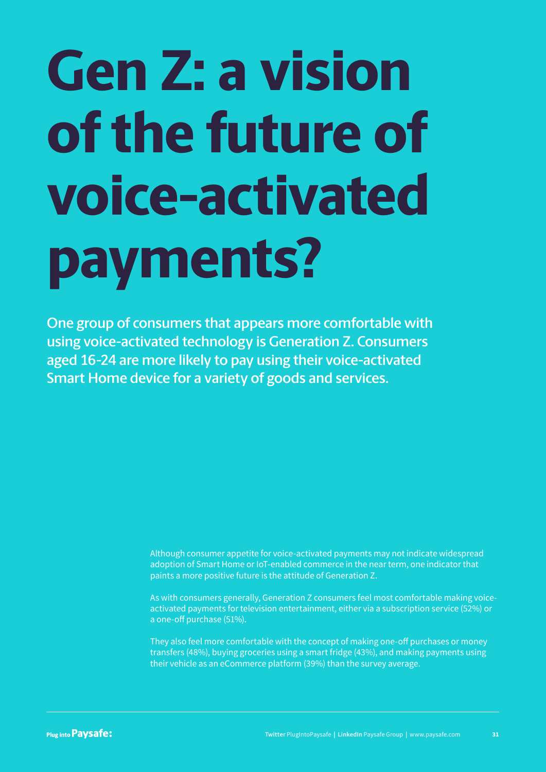# Gen Z: a vision of the future of voice-activated payments?

**One group of consumers that appears more comfortable with using voice-activated technology is Generation Z. Consumers aged 16-24 are more likely to pay using their voice-activated Smart Home device for a variety of goods and services.**

Although consumer appetite for voice-activated payments may not indicate widespread adoption of Smart Home or IoT-enabled commerce in the near term, one indicator that paints a more positive future is the attitude of Generation Z.

As with consumers generally, Generation Z consumers feel most comfortable making voice-activated payments for television entertainment, either via a subscription service (52%) or a one-off purchase (51%).

They also feel more comfortable with the concept of making one-off purchases or money transfers (48%), buying groceries using a smart fridge (43%), and making payments using their vehicle as an eCommerce platform (39%) than the survey average.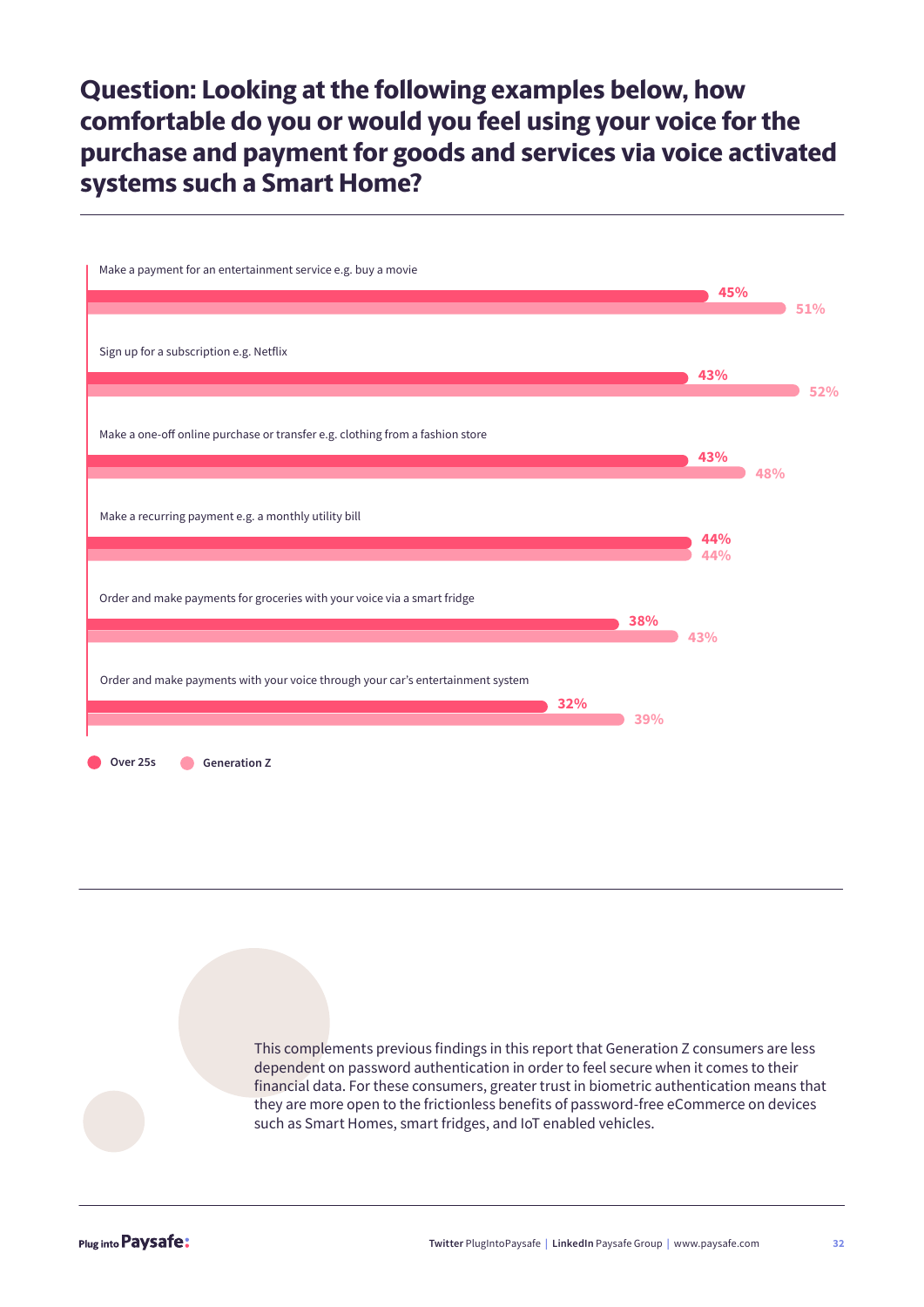# Question: Looking at the following examples below, how comfortable do you or would you feel using your voice for the purchase and payment for goods and services via voice activated systems such a Smart Home?

| | Over 25s | Generation Z |
|---|---|---|
| Make a payment for an entertainment service e.g. buy a movie | 45% | 51% |
| Sign up for a subscription e.g. Netflix | 43% | 52% |
| Make a one-off online purchase or transfer e.g. clothing from a fashion store | 43% | 48% |
| Make a recurring payment e.g. a monthly utility bill | 44% | 44% |
| Order and make payments for groceries with your voice via a smart fridge | 38% | 43% |
| Order and make payments with your voice through your car's entertainment system | 32% | 39% |

This complements previous findings in this report that Generation Z consumers are less dependent on password authentication in order to feel secure when it comes to their financial data. For these consumers, greater trust in biometric authentication means that they are more open to the frictionless benefits of password-free eCommerce on devices such as Smart Homes, smart fridges, and IoT enabled vehicles.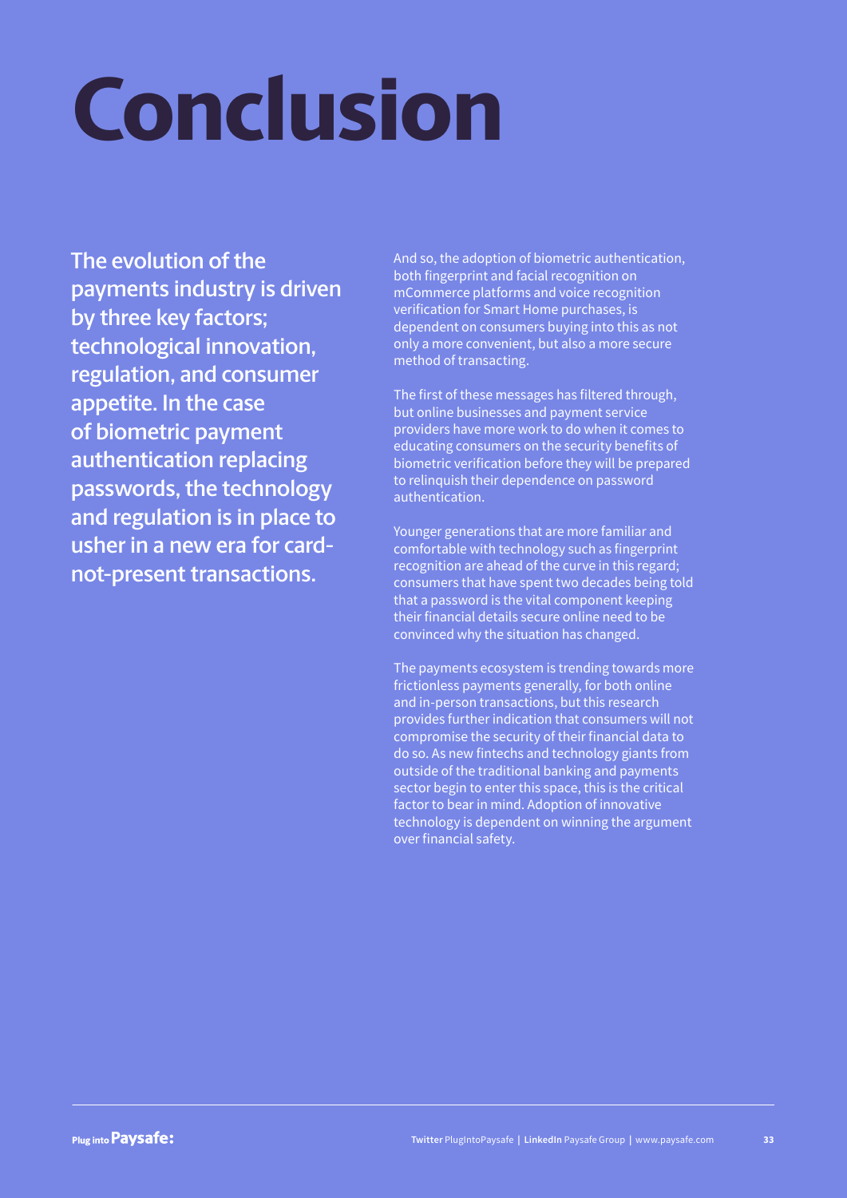# Conclusion

**The evolution of the payments industry is driven by three key factors; technological innovation, regulation, and consumer appetite. In the case of biometric payment authentication replacing passwords, the technology and regulation is in place to usher in a new era for card-not-present transactions.**

And so, the adoption of biometric authentication, both fingerprint and facial recognition on mCommerce platforms and voice recognition verification for Smart Home purchases, is dependent on consumers buying into this as not only a more convenient, but also a more secure method of transacting.

The first of these messages has filtered through, but online businesses and payment service providers have more work to do when it comes to educating consumers on the security benefits of biometric verification before they will be prepared to relinquish their dependence on password authentication.

Younger generations that are more familiar and comfortable with technology such as fingerprint recognition are ahead of the curve in this regard; consumers that have spent two decades being told that a password is the vital component keeping their financial details secure online need to be convinced why the situation has changed.

The payments ecosystem is trending towards more frictionless payments generally, for both online and in-person transactions, but this research provides further indication that consumers will not compromise the security of their financial data to do so. As new fintechs and technology giants from outside of the traditional banking and payments sector begin to enter this space, this is the critical factor to bear in mind. Adoption of innovative technology is dependent on winning the argument over financial safety.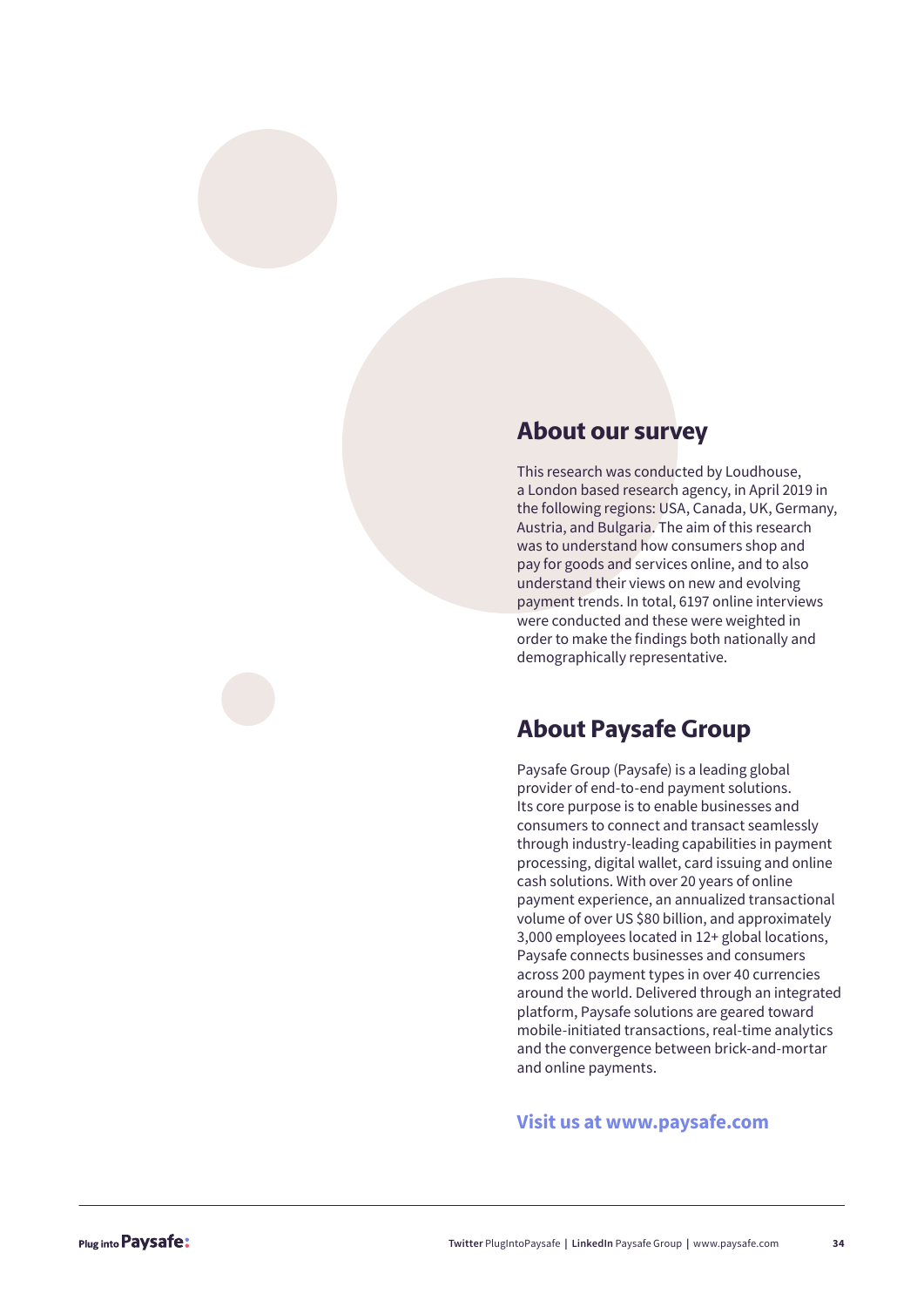## About our survey

This research was conducted by Loudhouse, a London based research agency, in April 2019 in the following regions: USA, Canada, UK, Germany, Austria, and Bulgaria. The aim of this research was to understand how consumers shop and pay for goods and services online, and to also understand their views on new and evolving payment trends. In total, 6197 online interviews were conducted and these were weighted in order to make the findings both nationally and demographically representative.

## About Paysafe Group

Paysafe Group (Paysafe) is a leading global provider of end-to-end payment solutions. Its core purpose is to enable businesses and consumers to connect and transact seamlessly through industry-leading capabilities in payment processing, digital wallet, card issuing and online cash solutions. With over 20 years of online payment experience, an annualized transactional volume of over US $80 billion, and approximately 3,000 employees located in 12+ global locations, Paysafe connects businesses and consumers across 200 payment types in over 40 currencies around the world. Delivered through an integrated platform, Paysafe solutions are geared toward mobile-initiated transactions, real-time analytics and the convergence between brick-and-mortar and online payments.

**Visit us at www.paysafe.com**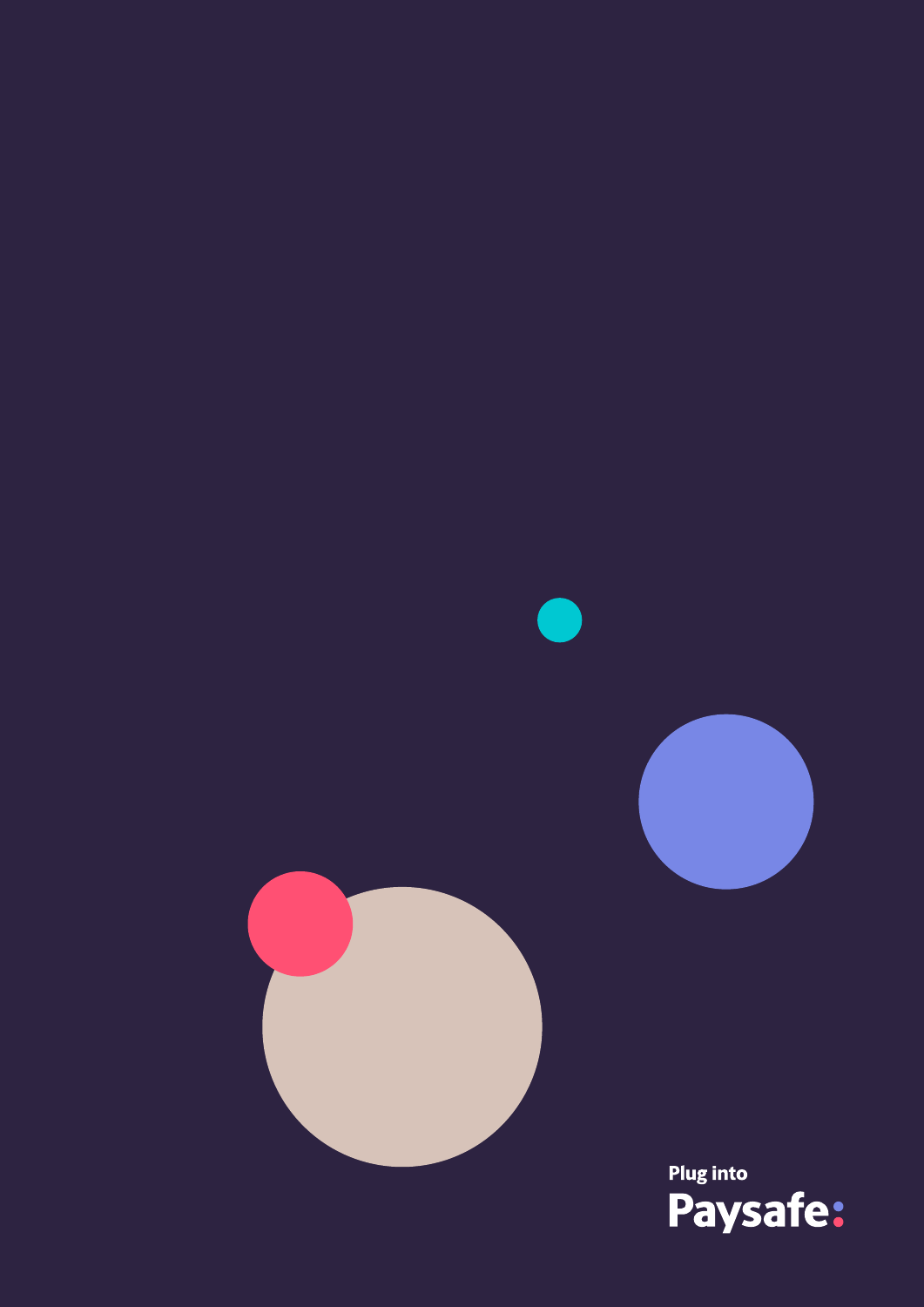Plug into

Paysafe: